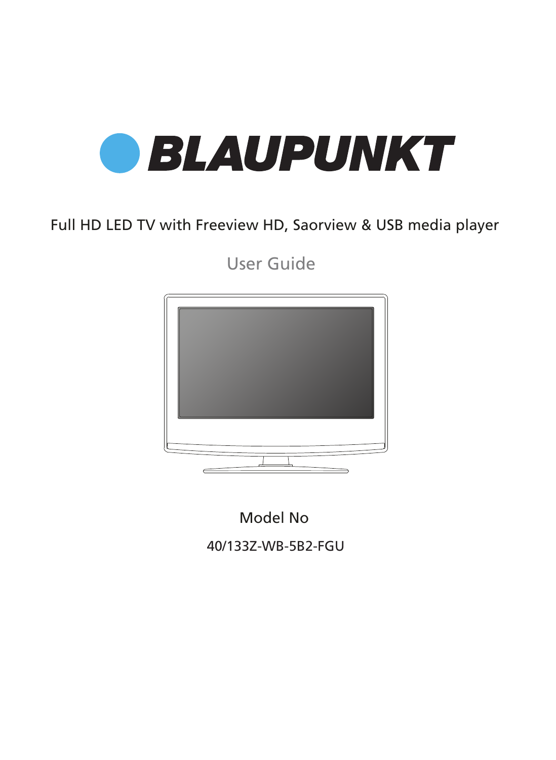# BLAUPUNKT

Full HD LED TV with Freeview HD, Saorview & USB media player

## User Guide

Model No

40/133Z-WB-5B2-FGU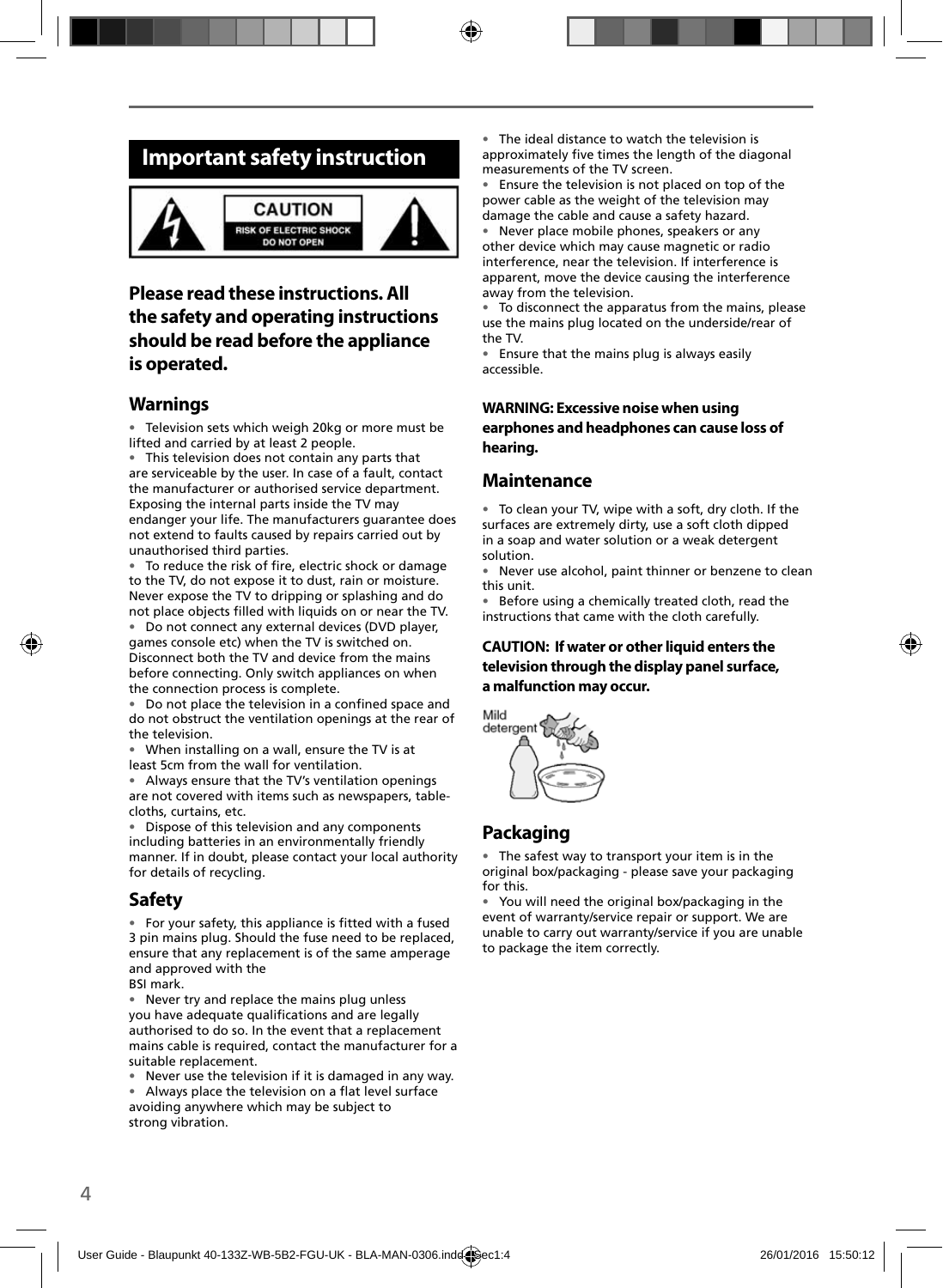# Important safety instruction

CAUTION
RISK OF ELECTRIC SHOCK
DO NOT OPEN

## Please read these instructions. All the safety and operating instructions should be read before the appliance is operated.

### Warnings

- Television sets which weigh 20kg or more must be lifted and carried by at least 2 people.
- This television does not contain any parts that are serviceable by the user. In case of a fault, contact the manufacturer or authorised service department. Exposing the internal parts inside the TV may endanger your life. The manufacturers guarantee does not extend to faults caused by repairs carried out by unauthorised third parties.
- To reduce the risk of fire, electric shock or damage to the TV, do not expose it to dust, rain or moisture. Never expose the TV to dripping or splashing and do not place objects filled with liquids on or near the TV.
- Do not connect any external devices (DVD player, games console etc) when the TV is switched on. Disconnect both the TV and device from the mains before connecting. Only switch appliances on when the connection process is complete.
- Do not place the television in a confined space and do not obstruct the ventilation openings at the rear of the television.
- When installing on a wall, ensure the TV is at least 5cm from the wall for ventilation.
- Always ensure that the TV's ventilation openings are not covered with items such as newspapers, table-cloths, curtains, etc.
- Dispose of this television and any components including batteries in an environmentally friendly manner. If in doubt, please contact your local authority for details of recycling.

### Safety

- For your safety, this appliance is fitted with a fused 3 pin mains plug. Should the fuse need to be replaced, ensure that any replacement is of the same amperage and approved with the BSI mark.
- Never try and replace the mains plug unless you have adequate qualifications and are legally authorised to do so. In the event that a replacement mains cable is required, contact the manufacturer for a suitable replacement.
- Never use the television if it is damaged in any way.
- Always place the television on a flat level surface avoiding anywhere which may be subject to strong vibration.
- The ideal distance to watch the television is approximately five times the length of the diagonal measurements of the TV screen.
- Ensure the television is not placed on top of the power cable as the weight of the television may damage the cable and cause a safety hazard.
- Never place mobile phones, speakers or any other device which may cause magnetic or radio interference, near the television. If interference is apparent, move the device causing the interference away from the television.
- To disconnect the apparatus from the mains, please use the mains plug located on the underside/rear of the TV.
- Ensure that the mains plug is always easily accessible.

**WARNING: Excessive noise when using earphones and headphones can cause loss of hearing.**

### Maintenance

- To clean your TV, wipe with a soft, dry cloth. If the surfaces are extremely dirty, use a soft cloth dipped in a soap and water solution or a weak detergent solution.
- Never use alcohol, paint thinner or benzene to clean this unit.
- Before using a chemically treated cloth, read the instructions that came with the cloth carefully.

**CAUTION: If water or other liquid enters the television through the display panel surface, a malfunction may occur.**

Mild detergent

### Packaging

- The safest way to transport your item is in the original box/packaging - please save your packaging for this.
- You will need the original box/packaging in the event of warranty/service repair or support. We are unable to carry out warranty/service if you are unable to package the item correctly.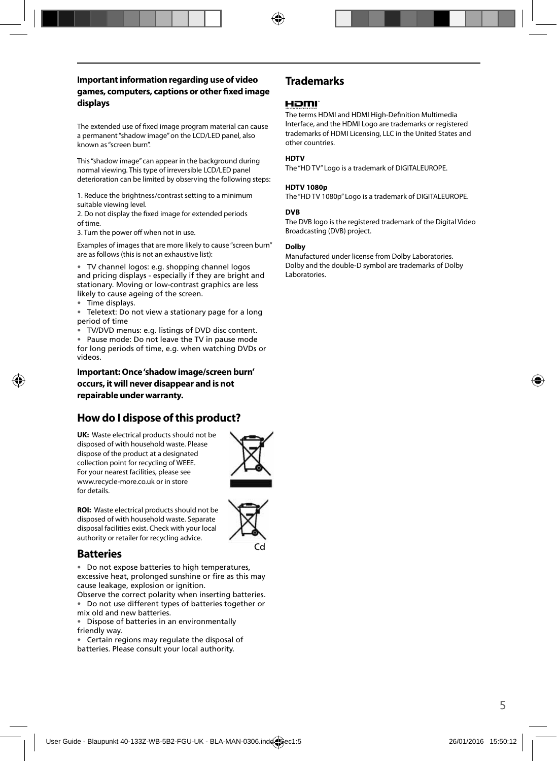### Important information regarding use of video games, computers, captions or other fixed image displays

The extended use of fixed image program material can cause a permanent "shadow image" on the LCD/LED panel, also known as "screen burn".

This "shadow image" can appear in the background during normal viewing. This type of irreversible LCD/LED panel deterioration can be limited by observing the following steps:

1. Reduce the brightness/contrast setting to a minimum suitable viewing level.
2. Do not display the fixed image for extended periods of time.
3. Turn the power off when not in use.

Examples of images that are more likely to cause "screen burn" are as follows (this is not an exhaustive list):

- TV channel logos: e.g. shopping channel logos and pricing displays - especially if they are bright and stationary. Moving or low-contrast graphics are less likely to cause ageing of the screen.
- Time displays.
- Teletext: Do not view a stationary page for a long period of time
- TV/DVD menus: e.g. listings of DVD disc content.
- Pause mode: Do not leave the TV in pause mode for long periods of time, e.g. when watching DVDs or videos.

**Important: Once 'shadow image/screen burn' occurs, it will never disappear and is not repairable under warranty.**

## How do I dispose of this product?

**UK:** Waste electrical products should not be disposed of with household waste. Please dispose of the product at a designated collection point for recycling of WEEE. For your nearest facilities, please see www.recycle-more.co.uk or in store for details.

**ROI:** Waste electrical products should not be disposed of with household waste. Separate disposal facilities exist. Check with your local authority or retailer for recycling advice.

Cd

## Batteries

- Do not expose batteries to high temperatures, excessive heat, prolonged sunshine or fire as this may cause leakage, explosion or ignition.

Observe the correct polarity when inserting batteries.

- Do not use different types of batteries together or mix old and new batteries.
- Dispose of batteries in an environmentally friendly way.
- Certain regions may regulate the disposal of batteries. Please consult your local authority.

## Trademarks

HDMI

The terms HDMI and HDMI High-Definition Multimedia Interface, and the HDMI Logo are trademarks or registered trademarks of HDMI Licensing, LLC in the United States and other countries.

**HDTV**

The "HD TV" Logo is a trademark of DIGITALEUROPE.

**HDTV 1080p**

The "HD TV 1080p" Logo is a trademark of DIGITALEUROPE.

**DVB**

The DVB logo is the registered trademark of the Digital Video Broadcasting (DVB) project.

**Dolby**

Manufactured under license from Dolby Laboratories. Dolby and the double-D symbol are trademarks of Dolby Laboratories.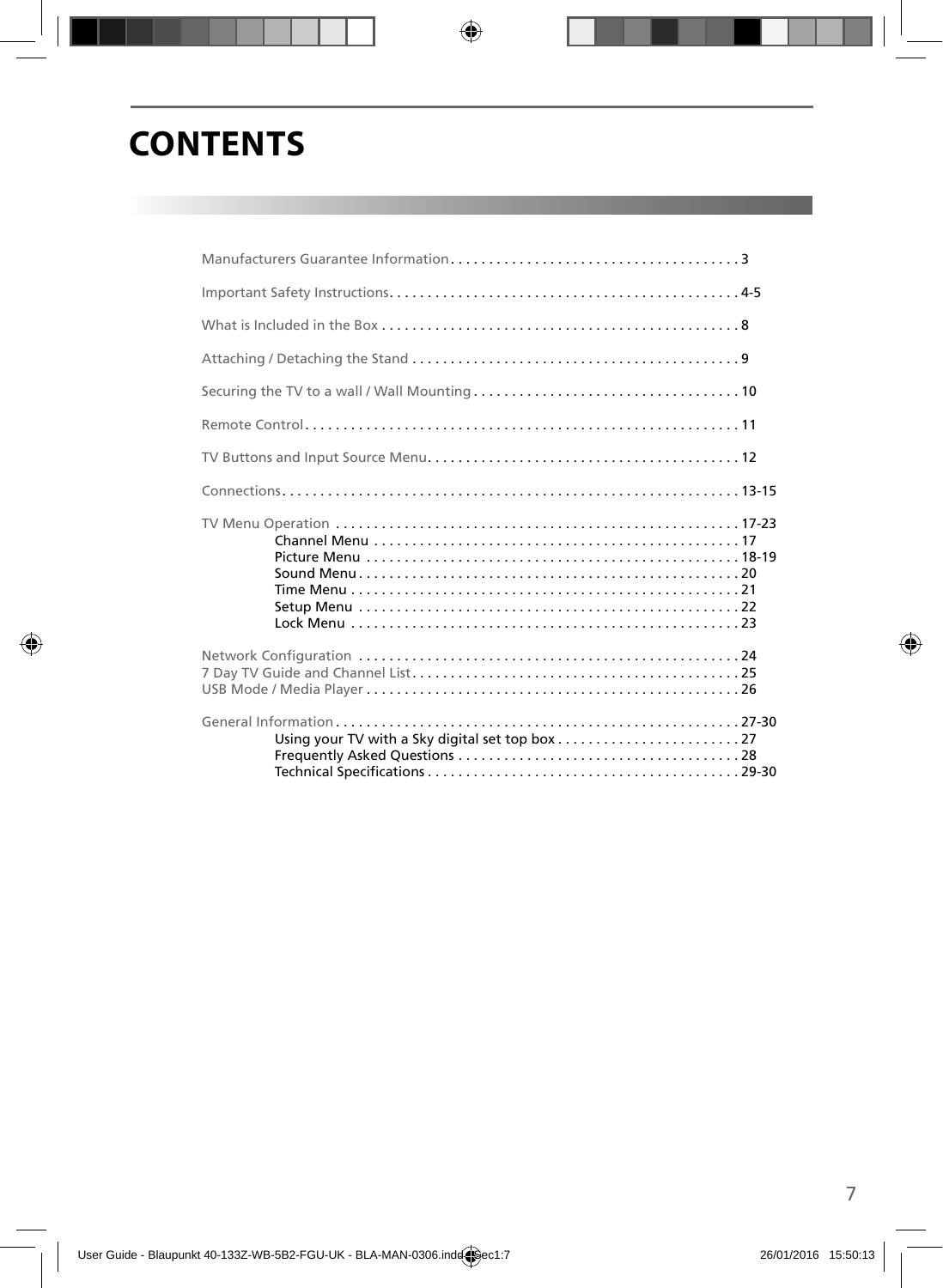# CONTENTS

Manufacturers Guarantee Information . . . . . . . . . . . . . . . . . . . . . . . . . . . . . . . . . . . . . . 3

Important Safety Instructions. . . . . . . . . . . . . . . . . . . . . . . . . . . . . . . . . . . . . . . . . . . . . 4-5

What is Included in the Box . . . . . . . . . . . . . . . . . . . . . . . . . . . . . . . . . . . . . . . . . . . . . . . 8

Attaching / Detaching the Stand . . . . . . . . . . . . . . . . . . . . . . . . . . . . . . . . . . . . . . . . . . . 9

Securing the TV to a wall / Wall Mounting . . . . . . . . . . . . . . . . . . . . . . . . . . . . . . . . . . . 10

Remote Control . . . . . . . . . . . . . . . . . . . . . . . . . . . . . . . . . . . . . . . . . . . . . . . . . . . . . . . . . 11

TV Buttons and Input Source Menu. . . . . . . . . . . . . . . . . . . . . . . . . . . . . . . . . . . . . . . . . 12

Connections. . . . . . . . . . . . . . . . . . . . . . . . . . . . . . . . . . . . . . . . . . . . . . . . . . . . . . . . . . . . 13-15

TV Menu Operation . . . . . . . . . . . . . . . . . . . . . . . . . . . . . . . . . . . . . . . . . . . . . . . . . . . . 17-23
- Channel Menu . . . . . . . . . . . . . . . . . . . . . . . . . . . . . . . . . . . . . . . . . . . . . . . . 17
- Picture Menu . . . . . . . . . . . . . . . . . . . . . . . . . . . . . . . . . . . . . . . . . . . . . . . . 18-19
- Sound Menu . . . . . . . . . . . . . . . . . . . . . . . . . . . . . . . . . . . . . . . . . . . . . . . . . . 20
- Time Menu . . . . . . . . . . . . . . . . . . . . . . . . . . . . . . . . . . . . . . . . . . . . . . . . . . . 21
- Setup Menu . . . . . . . . . . . . . . . . . . . . . . . . . . . . . . . . . . . . . . . . . . . . . . . . . . 22
- Lock Menu . . . . . . . . . . . . . . . . . . . . . . . . . . . . . . . . . . . . . . . . . . . . . . . . . . . 23

Network Configuration . . . . . . . . . . . . . . . . . . . . . . . . . . . . . . . . . . . . . . . . . . . . . . . . . . 24
7 Day TV Guide and Channel List . . . . . . . . . . . . . . . . . . . . . . . . . . . . . . . . . . . . . . . . . . . 25
USB Mode / Media Player . . . . . . . . . . . . . . . . . . . . . . . . . . . . . . . . . . . . . . . . . . . . . . . . . 26

General Information . . . . . . . . . . . . . . . . . . . . . . . . . . . . . . . . . . . . . . . . . . . . . . . . . . . . . 27-30
- Using your TV with a Sky digital set top box . . . . . . . . . . . . . . . . . . . . . . . . 27
- Frequently Asked Questions . . . . . . . . . . . . . . . . . . . . . . . . . . . . . . . . . . . . . 28
- Technical Specifications . . . . . . . . . . . . . . . . . . . . . . . . . . . . . . . . . . . . . . . . . 29-30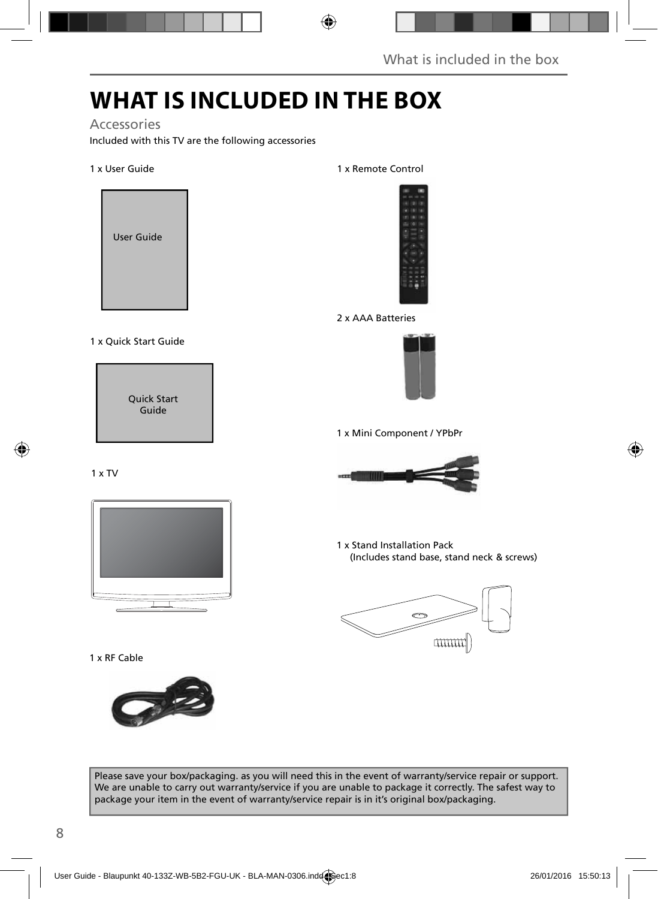# WHAT IS INCLUDED IN THE BOX

## Accessories

Included with this TV are the following accessories

1 x User Guide

User Guide

1 x Quick Start Guide

Quick Start Guide

1 x TV

1 x RF Cable

1 x Remote Control

2 x AAA Batteries

1 x Mini Component / YPbPr

1 x Stand Installation Pack
(Includes stand base, stand neck & screws)

Please save your box/packaging. as you will need this in the event of warranty/service repair or support. We are unable to carry out warranty/service if you are unable to package it correctly. The safest way to package your item in the event of warranty/service repair is in it's original box/packaging.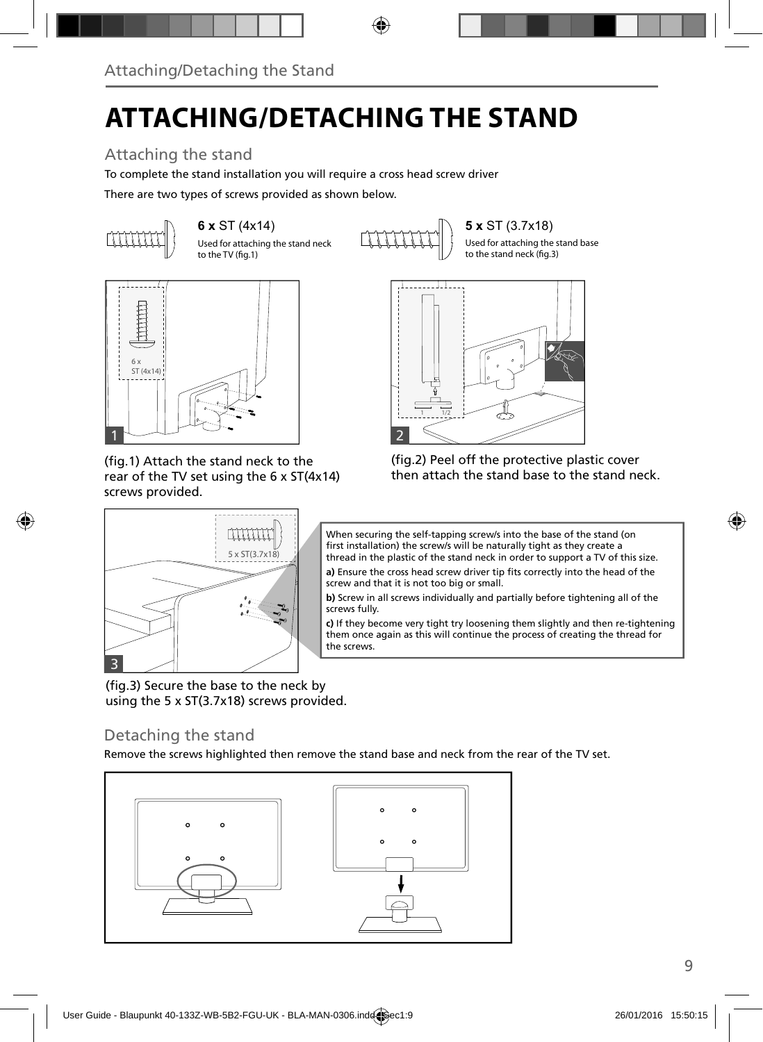# ATTACHING/DETACHING THE STAND

## Attaching the stand

To complete the stand installation you will require a cross head screw driver

There are two types of screws provided as shown below.

**6 x** ST (4x14)

Used for attaching the stand neck to the TV (fig.1)

**5 x** ST (3.7x18)

Used for attaching the stand base to the stand neck (fig.3)

(fig.1) Attach the stand neck to the rear of the TV set using the 6 x ST(4x14) screws provided.

(fig.2) Peel off the protective plastic cover then attach the stand base to the stand neck.

When securing the self-tapping screw/s into the base of the stand (on first installation) the screw/s will be naturally tight as they create a thread in the plastic of the stand neck in order to support a TV of this size.

**a)** Ensure the cross head screw driver tip fits correctly into the head of the screw and that it is not too big or small.

**b)** Screw in all screws individually and partially before tightening all of the screws fully.

**c)** If they become very tight try loosening them slightly and then re-tightening them once again as this will continue the process of creating the thread for the screws.

(fig.3) Secure the base to the neck by using the 5 x ST(3.7x18) screws provided.

## Detaching the stand

Remove the screws highlighted then remove the stand base and neck from the rear of the TV set.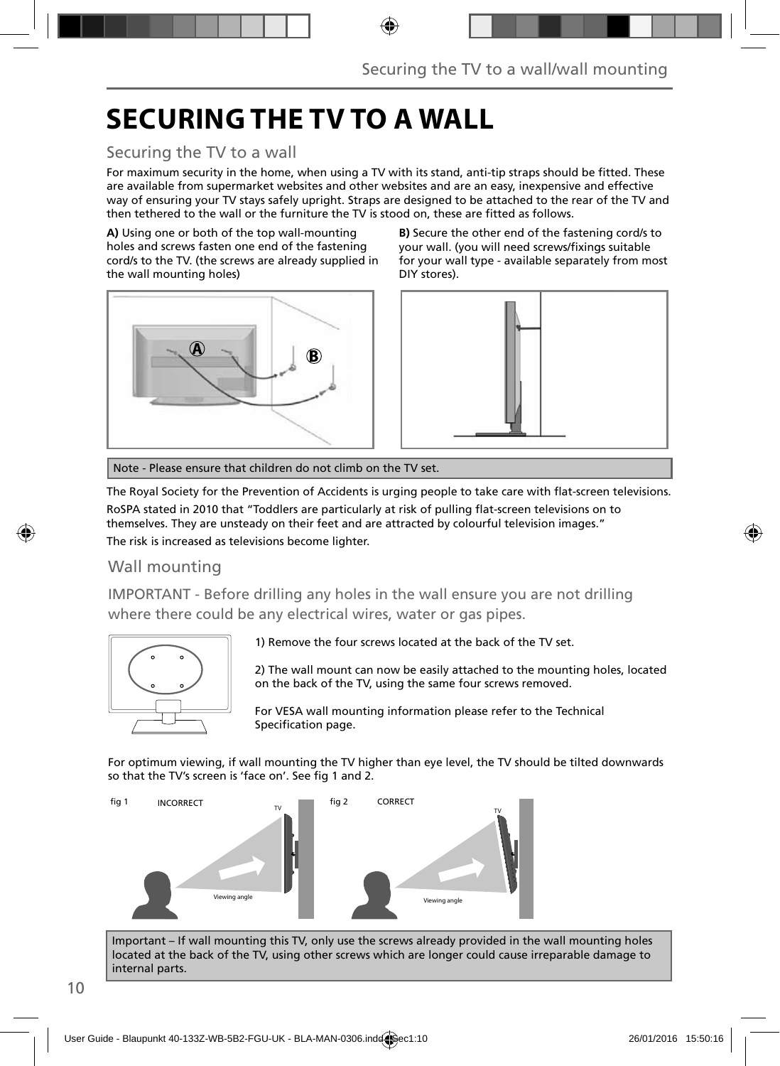# SECURING THE TV TO A WALL

## Securing the TV to a wall

For maximum security in the home, when using a TV with its stand, anti-tip straps should be fitted. These are available from supermarket websites and other websites and are an easy, inexpensive and effective way of ensuring your TV stays safely upright. Straps are designed to be attached to the rear of the TV and then tethered to the wall or the furniture the TV is stood on, these are fitted as follows.

**A)** Using one or both of the top wall-mounting holes and screws fasten one end of the fastening cord/s to the TV. (the screws are already supplied in the wall mounting holes)

**B)** Secure the other end of the fastening cord/s to your wall. (you will need screws/fixings suitable for your wall type - available separately from most DIY stores).

Note - Please ensure that children do not climb on the TV set.

The Royal Society for the Prevention of Accidents is urging people to take care with flat-screen televisions.

RoSPA stated in 2010 that "Toddlers are particularly at risk of pulling flat-screen televisions on to themselves. They are unsteady on their feet and are attracted by colourful television images."

The risk is increased as televisions become lighter.

## Wall mounting

IMPORTANT - Before drilling any holes in the wall ensure you are not drilling where there could be any electrical wires, water or gas pipes.

1) Remove the four screws located at the back of the TV set.

2) The wall mount can now be easily attached to the mounting holes, located on the back of the TV, using the same four screws removed.

For VESA wall mounting information please refer to the Technical Specification page.

For optimum viewing, if wall mounting the TV higher than eye level, the TV should be tilted downwards so that the TV's screen is 'face on'. See fig 1 and 2.

fig 1 INCORRECT

fig 2 CORRECT

Important – If wall mounting this TV, only use the screws already provided in the wall mounting holes located at the back of the TV, using other screws which are longer could cause irreparable damage to internal parts.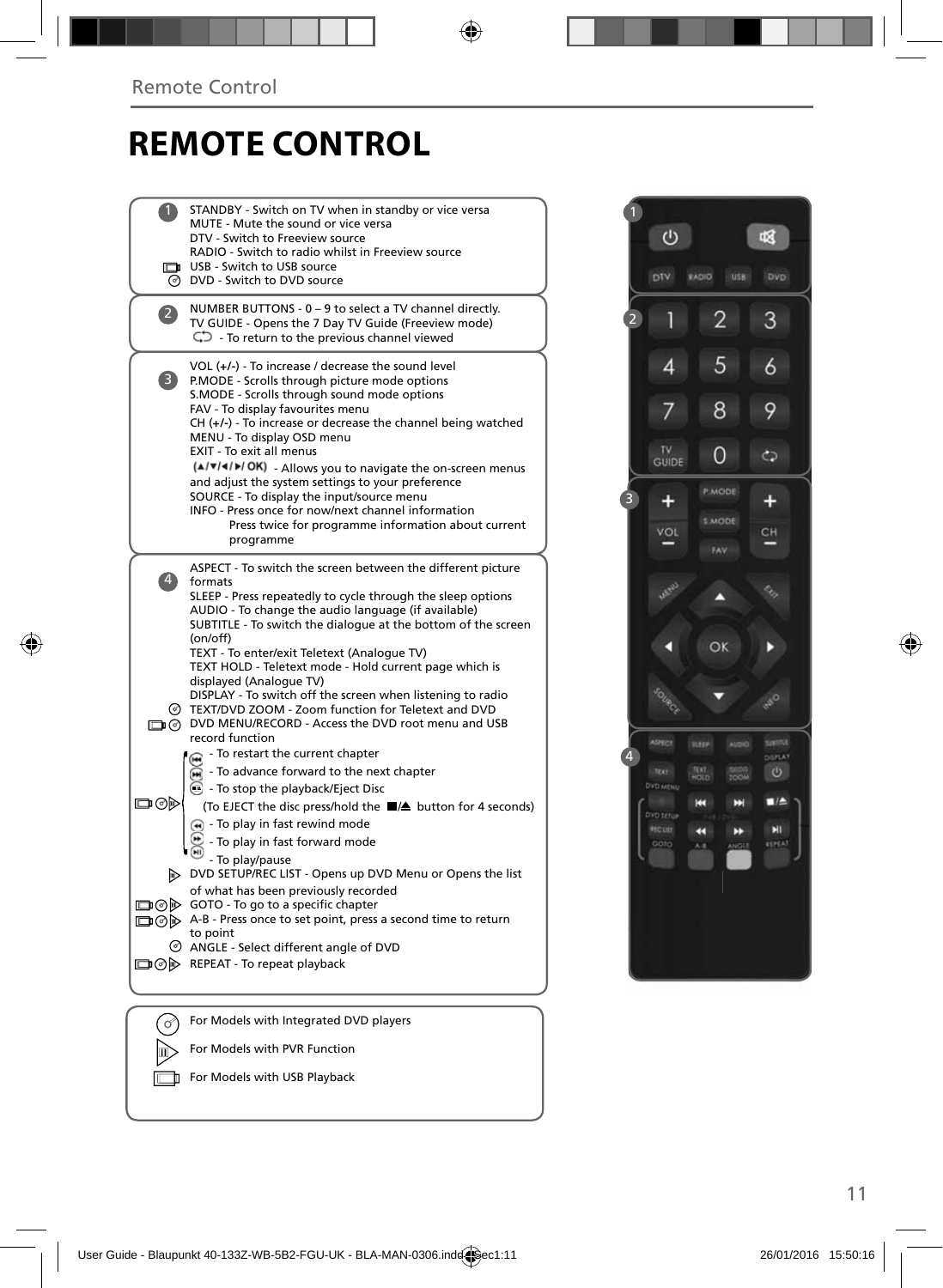# REMOTE CONTROL

**1**

STANDBY - Switch on TV when in standby or vice versa
MUTE - Mute the sound or vice versa
DTV - Switch to Freeview source
RADIO - Switch to radio whilst in Freeview source
USB - Switch to USB source
DVD - Switch to DVD source

**2**

NUMBER BUTTONS - 0 – 9 to select a TV channel directly.
TV GUIDE - Opens the 7 Day TV Guide (Freeview mode)
- To return to the previous channel viewed

**3**

VOL (+/-) - To increase / decrease the sound level
P.MODE - Scrolls through picture mode options
S.MODE - Scrolls through sound mode options
FAV - To display favourites menu
CH (+/-) - To increase or decrease the channel being watched
MENU - To display OSD menu
EXIT - To exit all menus
(▲/▼/◄/►/ OK) - Allows you to navigate the on-screen menus and adjust the system settings to your preference
SOURCE - To display the input/source menu
INFO - Press once for now/next channel information
Press twice for programme information about current programme

**4**

ASPECT - To switch the screen between the different picture formats
SLEEP - Press repeatedly to cycle through the sleep options
AUDIO - To change the audio language (if available)
SUBTITLE - To switch the dialogue at the bottom of the screen (on/off)
TEXT - To enter/exit Teletext (Analogue TV)
TEXT HOLD - Teletext mode - Hold current page which is displayed (Analogue TV)
DISPLAY - To switch off the screen when listening to radio
TEXT/DVD ZOOM - Zoom function for Teletext and DVD
DVD MENU/RECORD - Access the DVD root menu and USB record function
- To restart the current chapter
- To advance forward to the next chapter
- To stop the playback/Eject Disc
(To EJECT the disc press/hold the ■/⏏ button for 4 seconds)
- To play in fast rewind mode
- To play in fast forward mode
- To play/pause
DVD SETUP/REC LIST - Opens up DVD Menu or Opens the list of what has been previously recorded
GOTO - To go to a specific chapter
A-B - Press once to set point, press a second time to return to point
ANGLE - Select different angle of DVD
REPEAT - To repeat playback

For Models with Integrated DVD players
For Models with PVR Function
For Models with USB Playback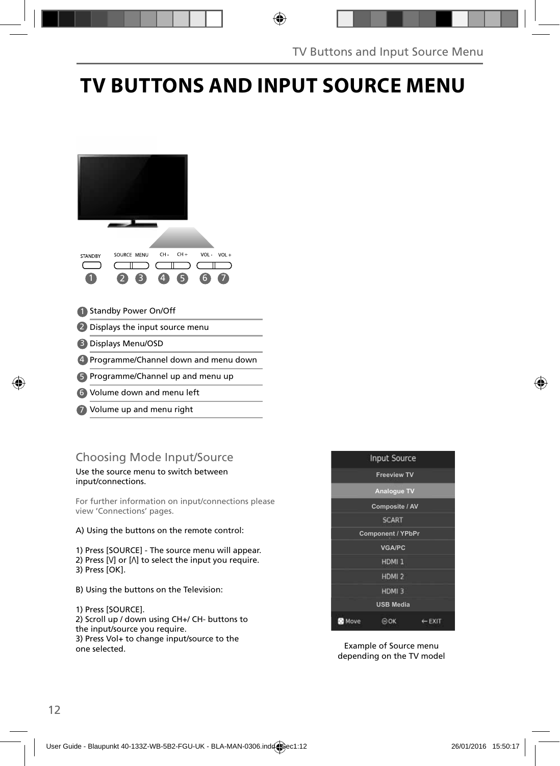# TV BUTTONS AND INPUT SOURCE MENU

STANDBY SOURCE MENU CH - CH + VOL - VOL +

1 2 3 4 5 6 7

1. Standby Power On/Off
2. Displays the input source menu
3. Displays Menu/OSD
4. Programme/Channel down and menu down
5. Programme/Channel up and menu up
6. Volume down and menu left
7. Volume up and menu right

## Choosing Mode Input/Source

Use the source menu to switch between input/connections.

For further information on input/connections please view 'Connections' pages.

A) Using the buttons on the remote control:

1) Press [SOURCE] - The source menu will appear.
2) Press [V] or [Λ] to select the input you require.
3) Press [OK].

B) Using the buttons on the Television:

1) Press [SOURCE].
2) Scroll up / down using CH+/ CH- buttons to the input/source you require.
3) Press Vol+ to change input/source to the one selected.

Input Source

Freeview TV

Analogue TV

Composite / AV

SCART

Component / YPbPr

VGA/PC

HDMI 1

HDMI 2

HDMI 3

USB Media

Move OK EXIT

Example of Source menu depending on the TV model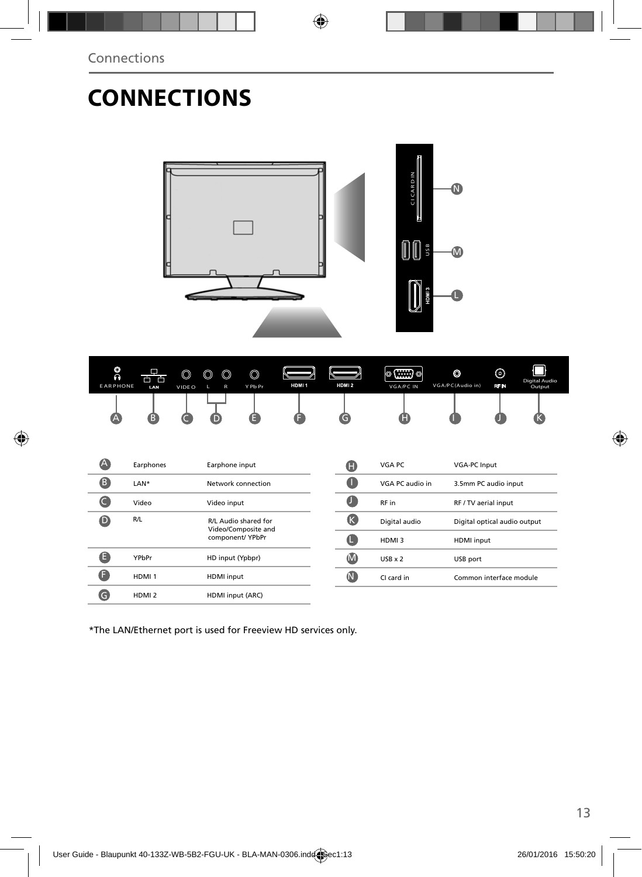# CONNECTIONS

CI CARD IN
USB
HDMI 3

EARPHONE
LAN
VIDEO
L
R
Y Pb Pr
HDMI 1
HDMI 2
VGA/PC IN
VGA/PC(Audio in)
RF IN
Digital Audio Output

| | | |
|---|---|---|
| A | Earphones | Earphone input |
| B | LAN* | Network connection |
| C | Video | Video input |
| D | R/L | R/L Audio shared for Video/Composite and component/ YPbPr |
| E | YPbPr | HD input (Ypbpr) |
| F | HDMI 1 | HDMI input |
| G | HDMI 2 | HDMI input (ARC) |
| H | VGA PC | VGA-PC Input |
| I | VGA PC audio in | 3.5mm PC audio input |
| J | RF in | RF / TV aerial input |
| K | Digital audio | Digital optical audio output |
| L | HDMI 3 | HDMI input |
| M | USB x 2 | USB port |
| N | CI card in | Common interface module |

*The LAN/Ethernet port is used for Freeview HD services only.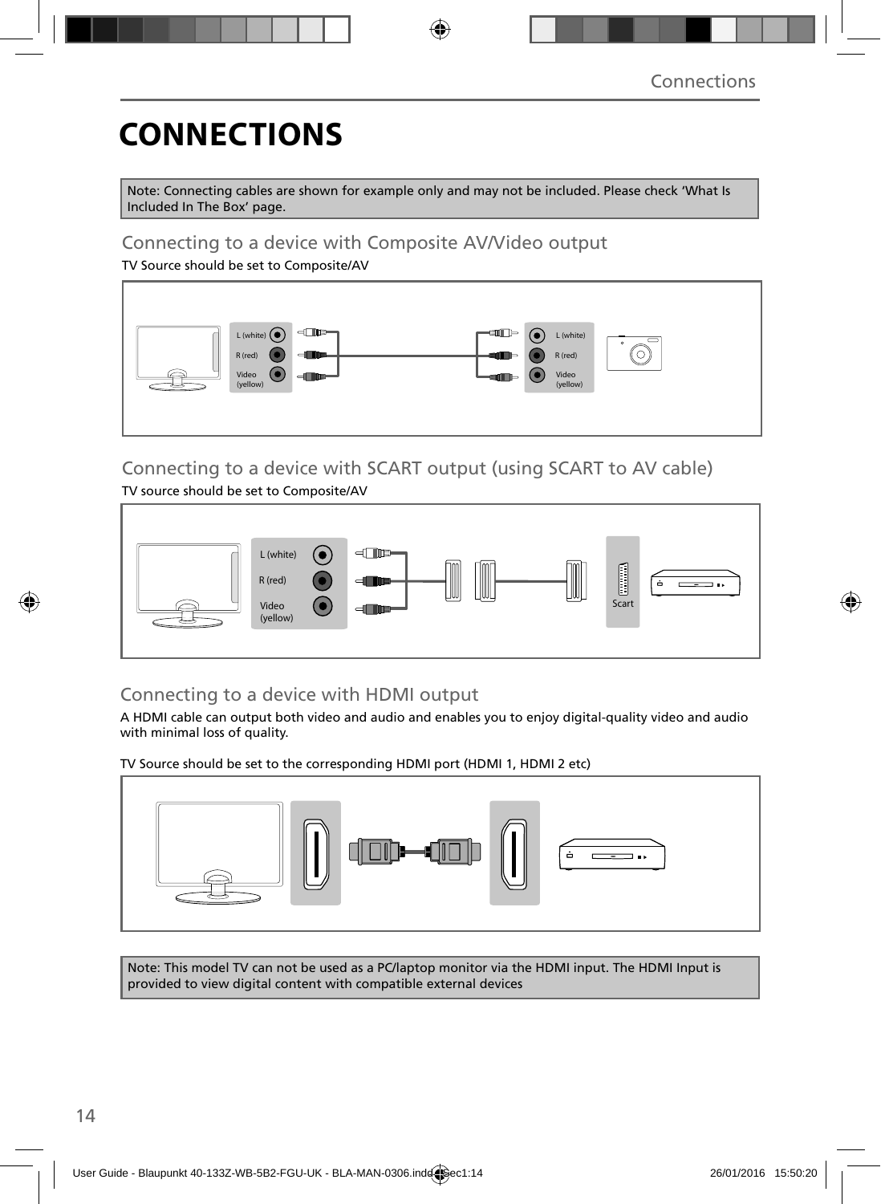# CONNECTIONS

Note: Connecting cables are shown for example only and may not be included. Please check 'What Is Included In The Box' page.

## Connecting to a device with Composite AV/Video output

TV Source should be set to Composite/AV

L (white)
R (red)
Video (yellow)

L (white)
R (red)
Video (yellow)

## Connecting to a device with SCART output (using SCART to AV cable)

TV source should be set to Composite/AV

L (white)
R (red)
Video (yellow)

Scart

## Connecting to a device with HDMI output

A HDMI cable can output both video and audio and enables you to enjoy digital-quality video and audio with minimal loss of quality.

TV Source should be set to the corresponding HDMI port (HDMI 1, HDMI 2 etc)

Note: This model TV can not be used as a PC/laptop monitor via the HDMI input. The HDMI Input is provided to view digital content with compatible external devices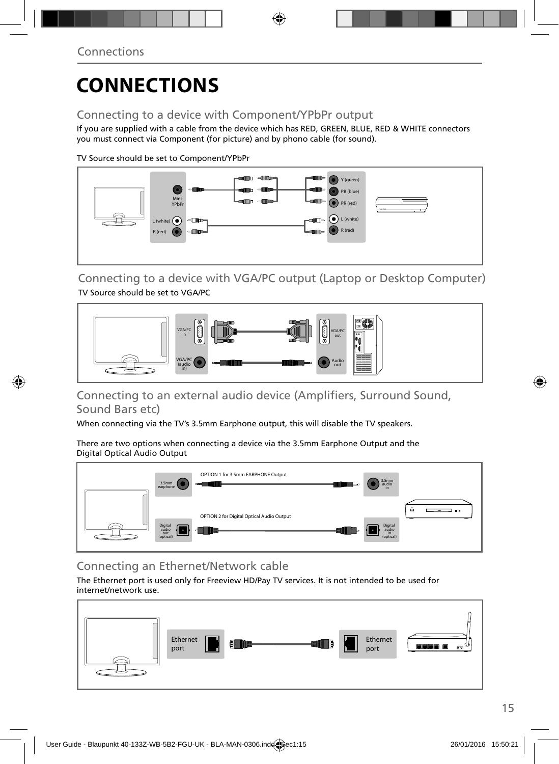# CONNECTIONS

## Connecting to a device with Component/YPbPr output

If you are supplied with a cable from the device which has RED, GREEN, BLUE, RED & WHITE connectors you must connect via Component (for picture) and by phono cable (for sound).

TV Source should be set to Component/YPbPr

Mini YPbPr

L (white)

R (red)

Y (green)

PB (blue)

PR (red)

L (white)

R (red)

## Connecting to a device with VGA/PC output (Laptop or Desktop Computer)

TV Source should be set to VGA/PC

VGA/PC in

VGA/PC (audio in)

VGA/PC out

Audio out

## Connecting to an external audio device (Amplifiers, Surround Sound, Sound Bars etc)

When connecting via the TV's 3.5mm Earphone output, this will disable the TV speakers.

There are two options when connecting a device via the 3.5mm Earphone Output and the Digital Optical Audio Output

OPTION 1 for 3.5mm EARPHONE Output

3.5mm earphone

3.5mm audio in

OPTION 2 for Digital Optical Audio Output

Digital audio out (optical)

Digital audio in (optical)

## Connecting an Ethernet/Network cable

The Ethernet port is used only for Freeview HD/Pay TV services. It is not intended to be used for internet/network use.

Ethernet port

Ethernet port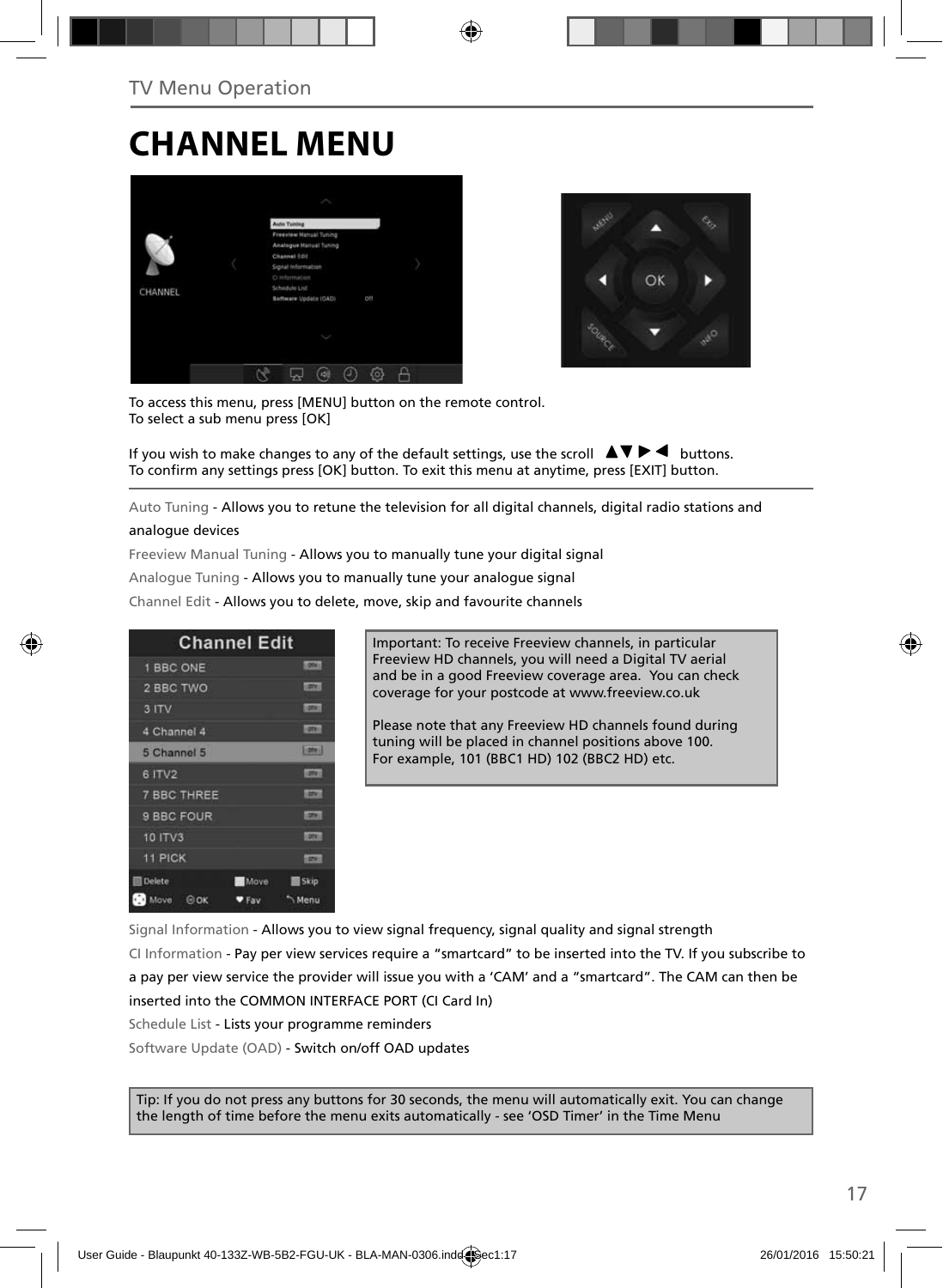# CHANNEL MENU

To access this menu, press [MENU] button on the remote control.
To select a sub menu press [OK]

If you wish to make changes to any of the default settings, use the scroll ▲▼▶◀ buttons.
To confirm any settings press [OK] button. To exit this menu at anytime, press [EXIT] button.

Auto Tuning - Allows you to retune the television for all digital channels, digital radio stations and analogue devices

Freeview Manual Tuning - Allows you to manually tune your digital signal

Analogue Tuning - Allows you to manually tune your analogue signal

Channel Edit - Allows you to delete, move, skip and favourite channels

Important: To receive Freeview channels, in particular Freeview HD channels, you will need a Digital TV aerial and be in a good Freeview coverage area. You can check coverage for your postcode at www.freeview.co.uk

Please note that any Freeview HD channels found during tuning will be placed in channel positions above 100. For example, 101 (BBC1 HD) 102 (BBC2 HD) etc.

Signal Information - Allows you to view signal frequency, signal quality and signal strength

CI Information - Pay per view services require a "smartcard" to be inserted into the TV. If you subscribe to a pay per view service the provider will issue you with a 'CAM' and a "smartcard". The CAM can then be inserted into the COMMON INTERFACE PORT (CI Card In)

Schedule List - Lists your programme reminders

Software Update (OAD) - Switch on/off OAD updates

Tip: If you do not press any buttons for 30 seconds, the menu will automatically exit. You can change the length of time before the menu exits automatically - see 'OSD Timer' in the Time Menu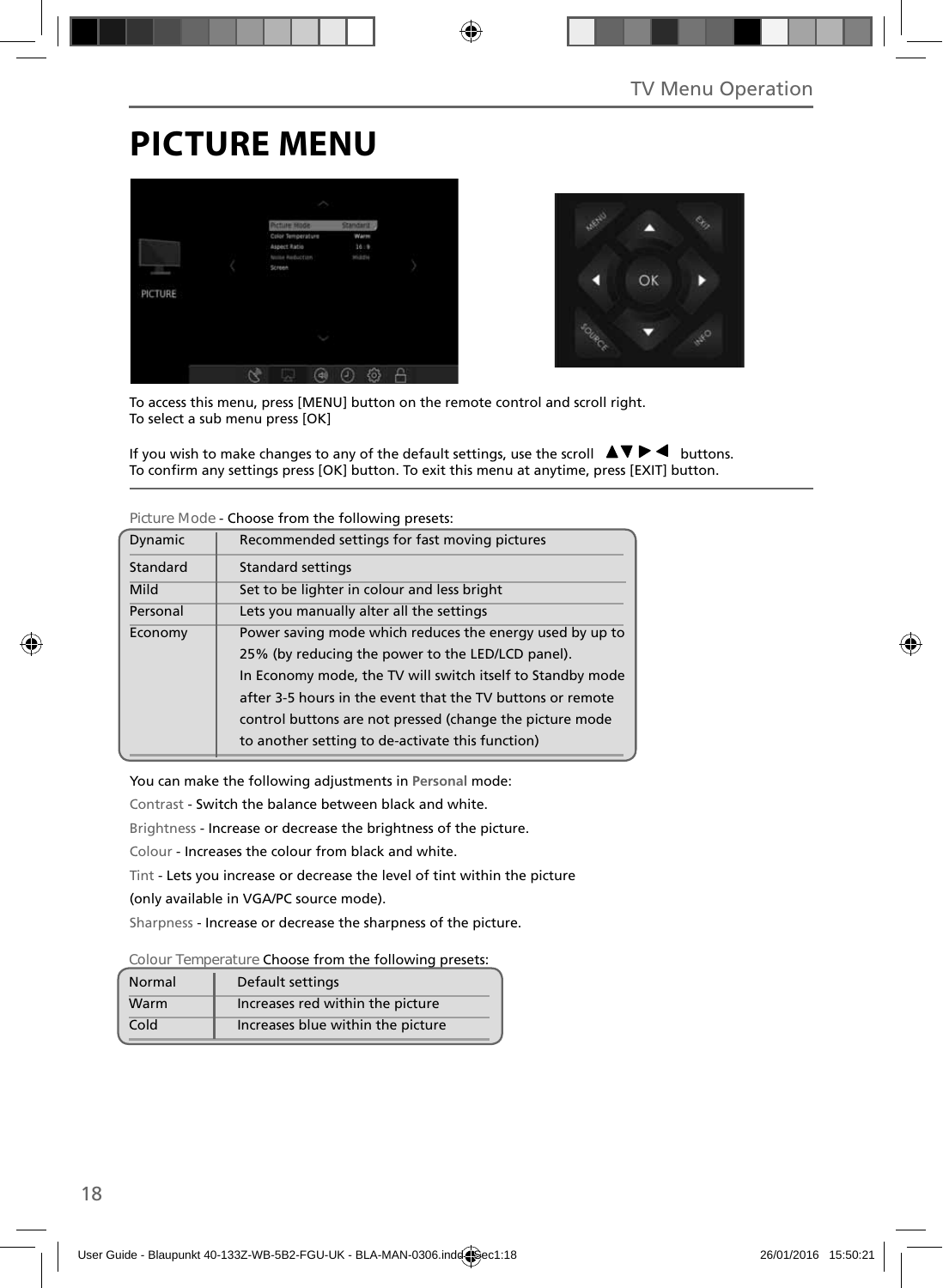# PICTURE MENU

To access this menu, press [MENU] button on the remote control and scroll right.
To select a sub menu press [OK]

If you wish to make changes to any of the default settings, use the scroll ▲▼▶◀ buttons.
To confirm any settings press [OK] button. To exit this menu at anytime, press [EXIT] button.

Picture Mode - Choose from the following presets:

| | |
|---|---|
| Dynamic | Recommended settings for fast moving pictures |
| Standard | Standard settings |
| Mild | Set to be lighter in colour and less bright |
| Personal | Lets you manually alter all the settings |
| Economy | Power saving mode which reduces the energy used by up to 25% (by reducing the power to the LED/LCD panel). In Economy mode, the TV will switch itself to Standby mode after 3-5 hours in the event that the TV buttons or remote control buttons are not pressed (change the picture mode to another setting to de-activate this function) |

You can make the following adjustments in **Personal** mode:

Contrast - Switch the balance between black and white.

Brightness - Increase or decrease the brightness of the picture.

Colour - Increases the colour from black and white.

Tint - Lets you increase or decrease the level of tint within the picture (only available in VGA/PC source mode).

Sharpness - Increase or decrease the sharpness of the picture.

Colour Temperature Choose from the following presets:

| | |
|---|---|
| Normal | Default settings |
| Warm | Increases red within the picture |
| Cold | Increases blue within the picture |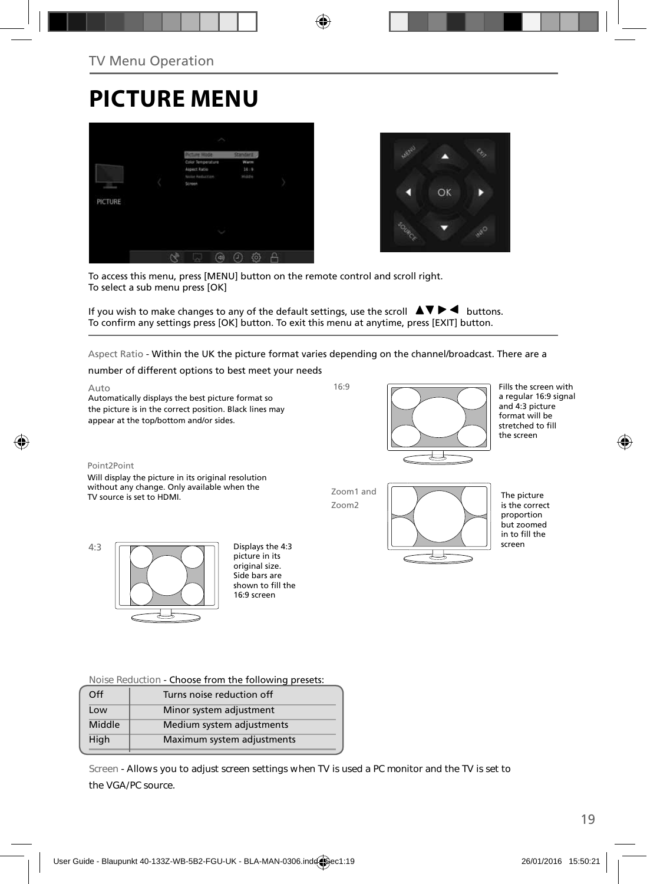TV Menu Operation

# PICTURE MENU

To access this menu, press [MENU] button on the remote control and scroll right.
To select a sub menu press [OK]

If you wish to make changes to any of the default settings, use the scroll ▲▼ ▶ ◀ buttons.
To confirm any settings press [OK] button. To exit this menu at anytime, press [EXIT] button.

Aspect Ratio - Within the UK the picture format varies depending on the channel/broadcast. There are a number of different options to best meet your needs

Auto
Automatically displays the best picture format so the picture is in the correct position. Black lines may appear at the top/bottom and/or sides.

Point2Point
Will display the picture in its original resolution without any change. Only available when the TV source is set to HDMI.

4:3
Displays the 4:3 picture in its original size. Side bars are shown to fill the 16:9 screen

16:9
Fills the screen with a regular 16:9 signal and 4:3 picture format will be stretched to fill the screen

Zoom1 and Zoom2
The picture is the correct proportion but zoomed in to fill the screen

Noise Reduction - Choose from the following presets:

| | |
|---|---|
| Off | Turns noise reduction off |
| Low | Minor system adjustment |
| Middle | Medium system adjustments |
| High | Maximum system adjustments |

Screen - Allows you to adjust screen settings when TV is used a PC monitor and the TV is set to the VGA/PC source.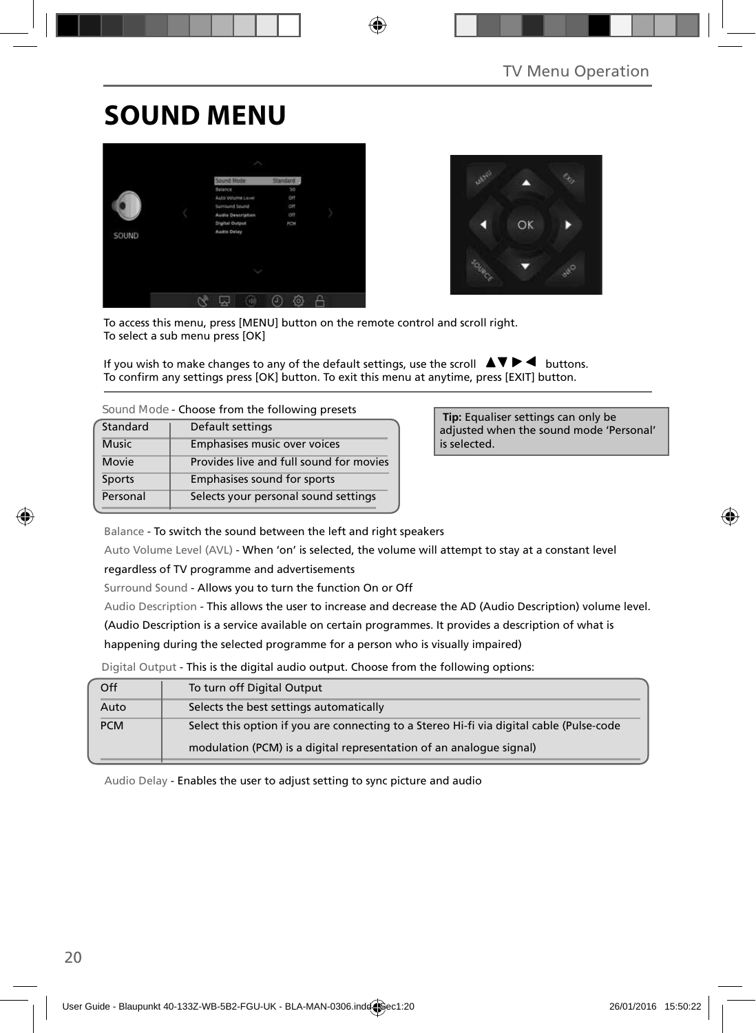# SOUND MENU

To access this menu, press [MENU] button on the remote control and scroll right.
To select a sub menu press [OK]

If you wish to make changes to any of the default settings, use the scroll ▲▼▶◀ buttons.
To confirm any settings press [OK] button. To exit this menu at anytime, press [EXIT] button.

Sound Mode - Choose from the following presets

| | |
|---|---|
| Standard | Default settings |
| Music | Emphasises music over voices |
| Movie | Provides live and full sound for movies |
| Sports | Emphasises sound for sports |
| Personal | Selects your personal sound settings |

**Tip:** Equaliser settings can only be adjusted when the sound mode 'Personal' is selected.

Balance - To switch the sound between the left and right speakers

Auto Volume Level (AVL) - When 'on' is selected, the volume will attempt to stay at a constant level regardless of TV programme and advertisements

Surround Sound - Allows you to turn the function On or Off

Audio Description - This allows the user to increase and decrease the AD (Audio Description) volume level. (Audio Description is a service available on certain programmes. It provides a description of what is happening during the selected programme for a person who is visually impaired)

Digital Output - This is the digital audio output. Choose from the following options:

| | |
|---|---|
| Off | To turn off Digital Output |
| Auto | Selects the best settings automatically |
| PCM | Select this option if you are connecting to a Stereo Hi-fi via digital cable (Pulse-code modulation (PCM) is a digital representation of an analogue signal) |

Audio Delay - Enables the user to adjust setting to sync picture and audio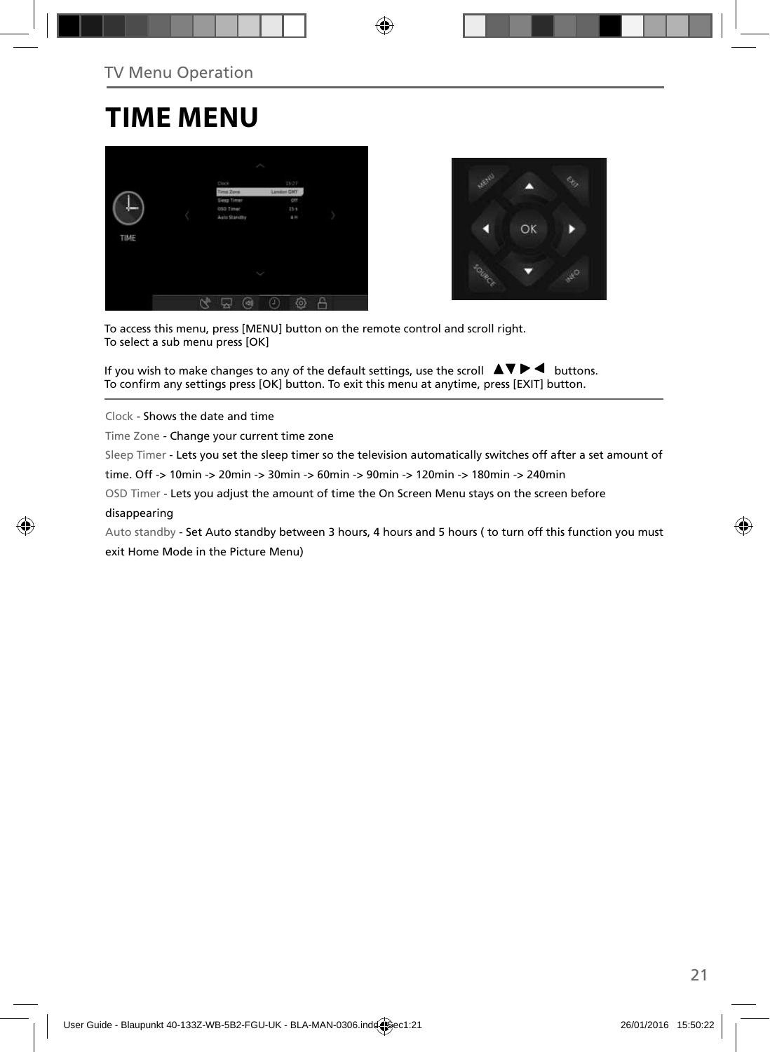TV Menu Operation

# TIME MENU

To access this menu, press [MENU] button on the remote control and scroll right.
To select a sub menu press [OK]

If you wish to make changes to any of the default settings, use the scroll ▲▼▶◀ buttons.
To confirm any settings press [OK] button. To exit this menu at anytime, press [EXIT] button.

Clock - Shows the date and time

Time Zone - Change your current time zone

Sleep Timer - Lets you set the sleep timer so the television automatically switches off after a set amount of time. Off -> 10min -> 20min -> 30min -> 60min -> 90min -> 120min -> 180min -> 240min

OSD Timer - Lets you adjust the amount of time the On Screen Menu stays on the screen before disappearing

Auto standby - Set Auto standby between 3 hours, 4 hours and 5 hours ( to turn off this function you must exit Home Mode in the Picture Menu)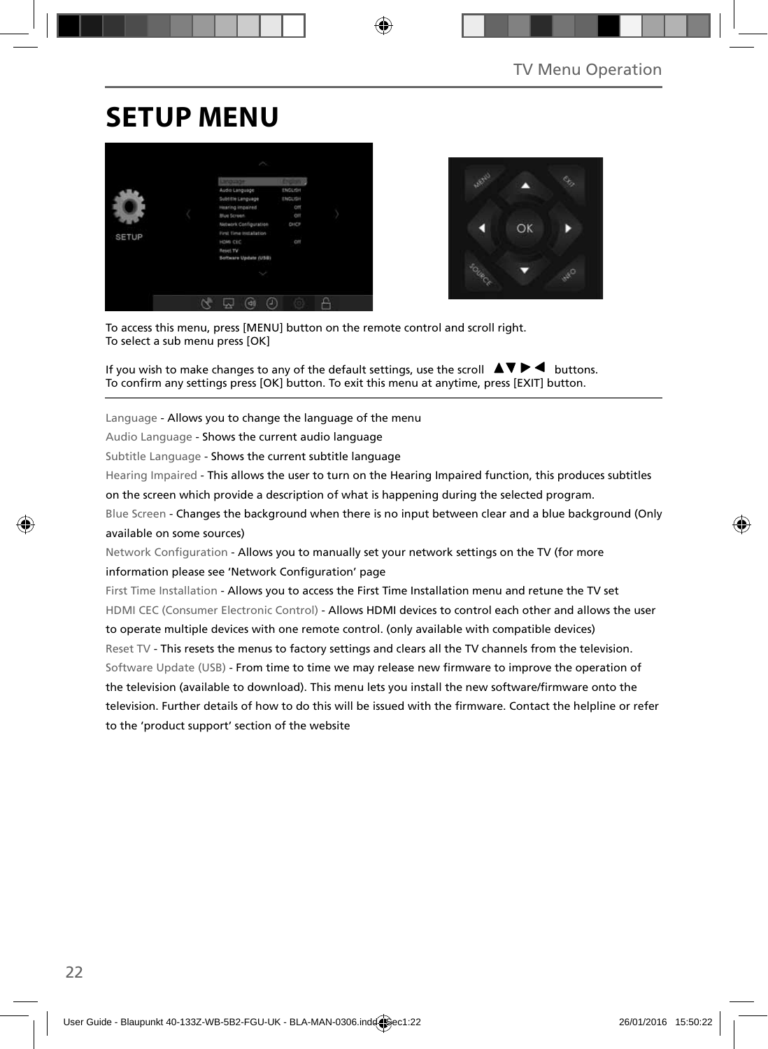# SETUP MENU

To access this menu, press [MENU] button on the remote control and scroll right.
To select a sub menu press [OK]

If you wish to make changes to any of the default settings, use the scroll ▲▼ ▶ ◀ buttons.
To confirm any settings press [OK] button. To exit this menu at anytime, press [EXIT] button.

Language - Allows you to change the language of the menu

Audio Language - Shows the current audio language

Subtitle Language - Shows the current subtitle language

Hearing Impaired - This allows the user to turn on the Hearing Impaired function, this produces subtitles on the screen which provide a description of what is happening during the selected program.

Blue Screen - Changes the background when there is no input between clear and a blue background (Only available on some sources)

Network Configuration - Allows you to manually set your network settings on the TV (for more information please see 'Network Configuration' page

First Time Installation - Allows you to access the First Time Installation menu and retune the TV set

HDMI CEC (Consumer Electronic Control) - Allows HDMI devices to control each other and allows the user to operate multiple devices with one remote control. (only available with compatible devices)

Reset TV - This resets the menus to factory settings and clears all the TV channels from the television.

Software Update (USB) - From time to time we may release new firmware to improve the operation of the television (available to download). This menu lets you install the new software/firmware onto the television. Further details of how to do this will be issued with the firmware. Contact the helpline or refer to the 'product support' section of the website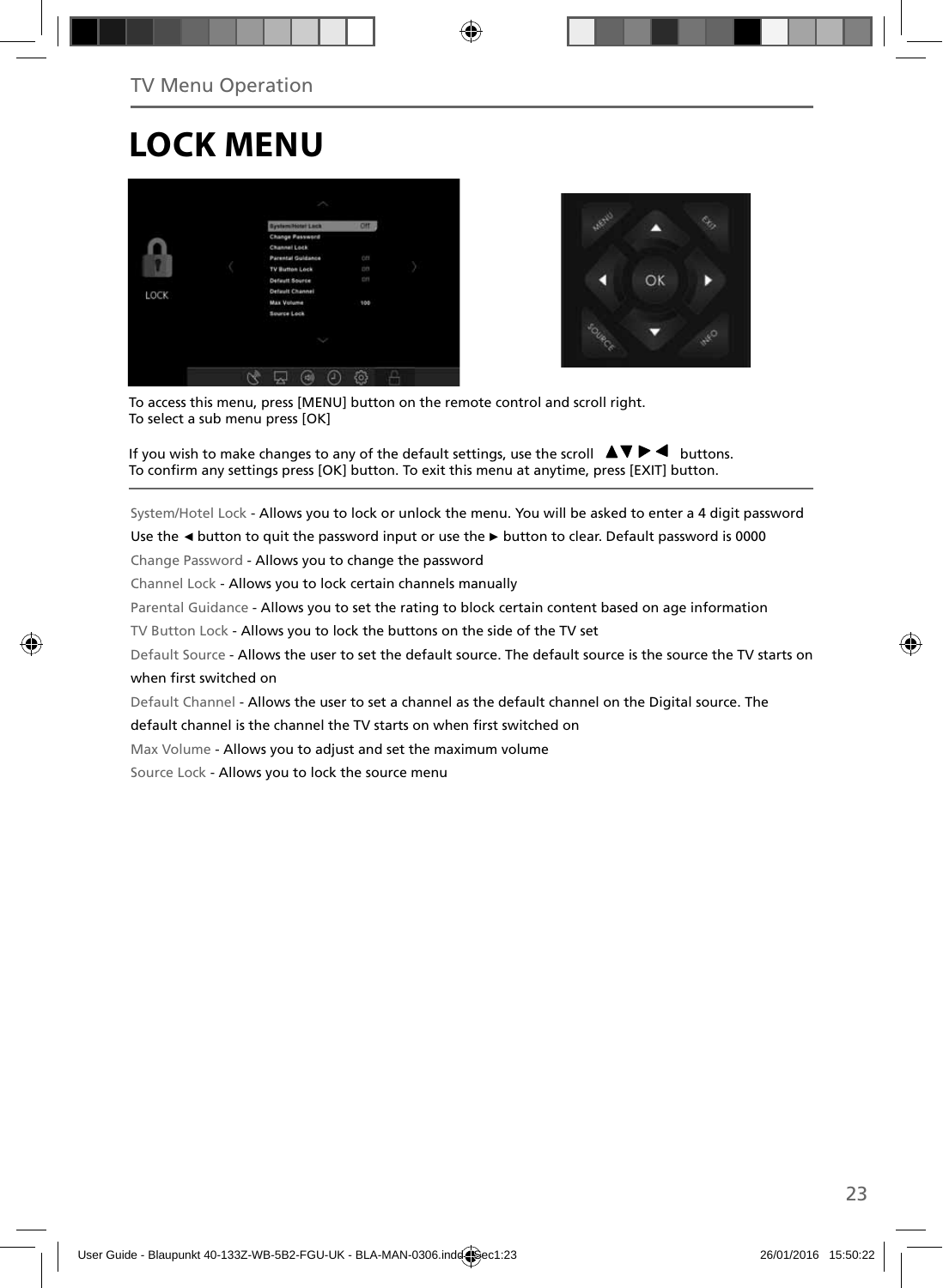# LOCK MENU

To access this menu, press [MENU] button on the remote control and scroll right.
To select a sub menu press [OK]

If you wish to make changes to any of the default settings, use the scroll ▲▼▶◀ buttons.
To confirm any settings press [OK] button. To exit this menu at anytime, press [EXIT] button.

System/Hotel Lock - Allows you to lock or unlock the menu. You will be asked to enter a 4 digit password
Use the ◄ button to quit the password input or use the ► button to clear. Default password is 0000

Change Password - Allows you to change the password

Channel Lock - Allows you to lock certain channels manually

Parental Guidance - Allows you to set the rating to block certain content based on age information

TV Button Lock - Allows you to lock the buttons on the side of the TV set

Default Source - Allows the user to set the default source. The default source is the source the TV starts on when first switched on

Default Channel - Allows the user to set a channel as the default channel on the Digital source. The default channel is the channel the TV starts on when first switched on

Max Volume - Allows you to adjust and set the maximum volume

Source Lock - Allows you to lock the source menu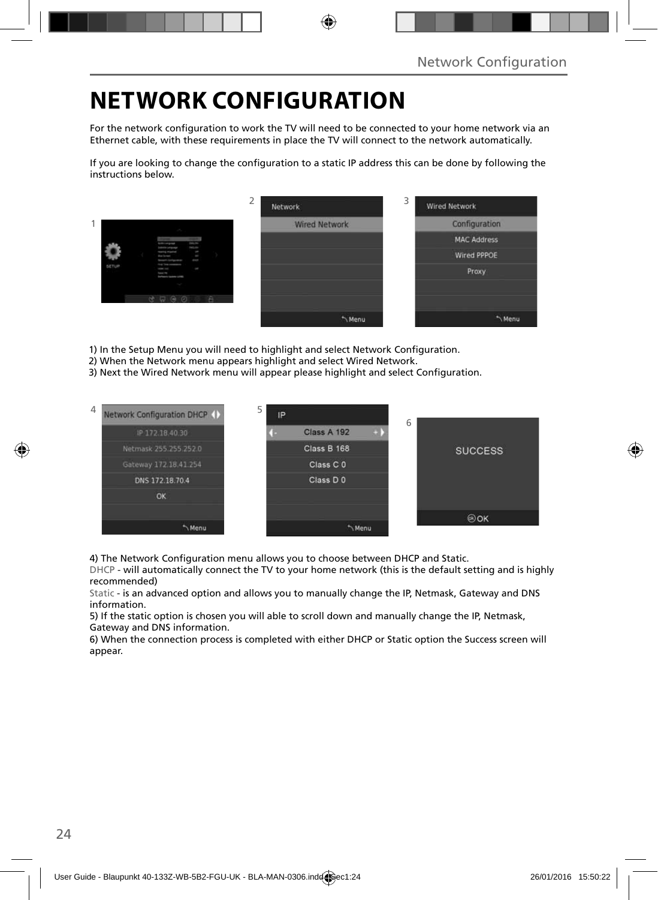# NETWORK CONFIGURATION

For the network configuration to work the TV will need to be connected to your home network via an Ethernet cable, with these requirements in place the TV will connect to the network automatically.

If you are looking to change the configuration to a static IP address this can be done by following the instructions below.

1

2

Network

Wired Network

Menu

3

Wired Network

Configuration

MAC Address

Wired PPPOE

Proxy

Menu

1) In the Setup Menu you will need to highlight and select Network Configuration.
2) When the Network menu appears highlight and select Wired Network.
3) Next the Wired Network menu will appear please highlight and select Configuration.

4

Network Configuration DHCP

IP 172.18.40.30

Netmask 255.255.252.0

Gateway 172.18.41.254

DNS 172.18.70.4

OK

Menu

5

IP

Class A 192

Class B 168

Class C 0

Class D 0

Menu

6

SUCCESS

OK

4) The Network Configuration menu allows you to choose between DHCP and Static.
DHCP - will automatically connect the TV to your home network (this is the default setting and is highly recommended)
Static - is an advanced option and allows you to manually change the IP, Netmask, Gateway and DNS information.
5) If the static option is chosen you will able to scroll down and manually change the IP, Netmask, Gateway and DNS information.
6) When the connection process is completed with either DHCP or Static option the Success screen will appear.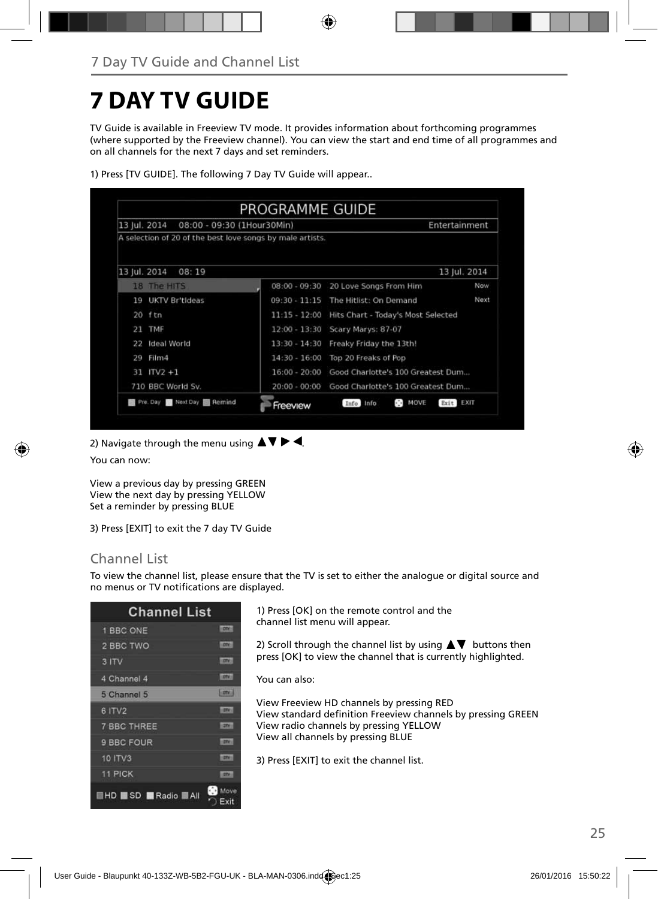# 7 DAY TV GUIDE

TV Guide is available in Freeview TV mode. It provides information about forthcoming programmes (where supported by the Freeview channel). You can view the start and end time of all programmes and on all channels for the next 7 days and set reminders.

1) Press [TV GUIDE]. The following 7 Day TV Guide will appear..

2) Navigate through the menu using ▲▼ ▶ ◀.

You can now:

View a previous day by pressing GREEN
View the next day by pressing YELLOW
Set a reminder by pressing BLUE

3) Press [EXIT] to exit the 7 day TV Guide

## Channel List

To view the channel list, please ensure that the TV is set to either the analogue or digital source and no menus or TV notifications are displayed.

1) Press [OK] on the remote control and the channel list menu will appear.

2) Scroll through the channel list by using ▲▼ buttons then press [OK] to view the channel that is currently highlighted.

You can also:

View Freeview HD channels by pressing RED
View standard definition Freeview channels by pressing GREEN
View radio channels by pressing YELLOW
View all channels by pressing BLUE

3) Press [EXIT] to exit the channel list.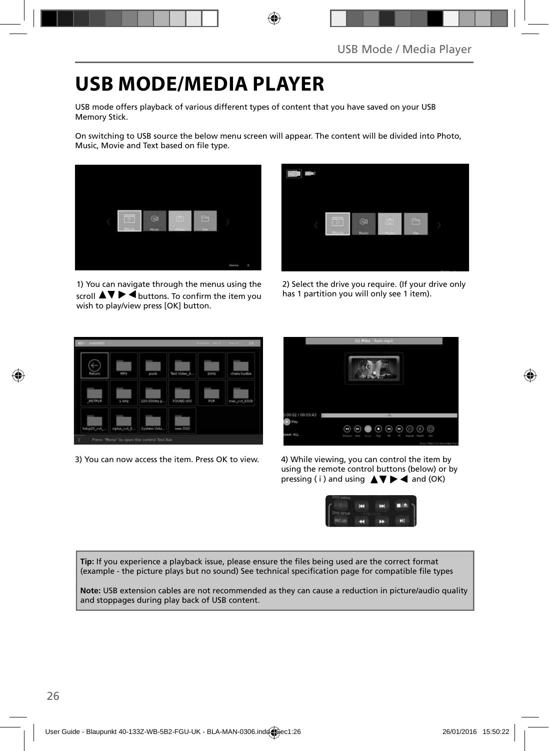# USB MODE/MEDIA PLAYER

USB mode offers playback of various different types of content that you have saved on your USB Memory Stick.

On switching to USB source the below menu screen will appear. The content will be divided into Photo, Music, Movie and Text based on file type.

1) You can navigate through the menus using the scroll ▲▼▶◀ buttons. To confirm the item you wish to play/view press [OK] button.

2) Select the drive you require. (If your drive only has 1 partition you will only see 1 item).

3) You can now access the item. Press OK to view.

4) While viewing, you can control the item by using the remote control buttons (below) or by pressing ( i ) and using ▲▼▶◀ and (OK)

**Tip:** If you experience a playback issue, please ensure the files being used are the correct format (example - the picture plays but no sound) See technical specification page for compatible file types

**Note:** USB extension cables are not recommended as they can cause a reduction in picture/audio quality and stoppages during play back of USB content.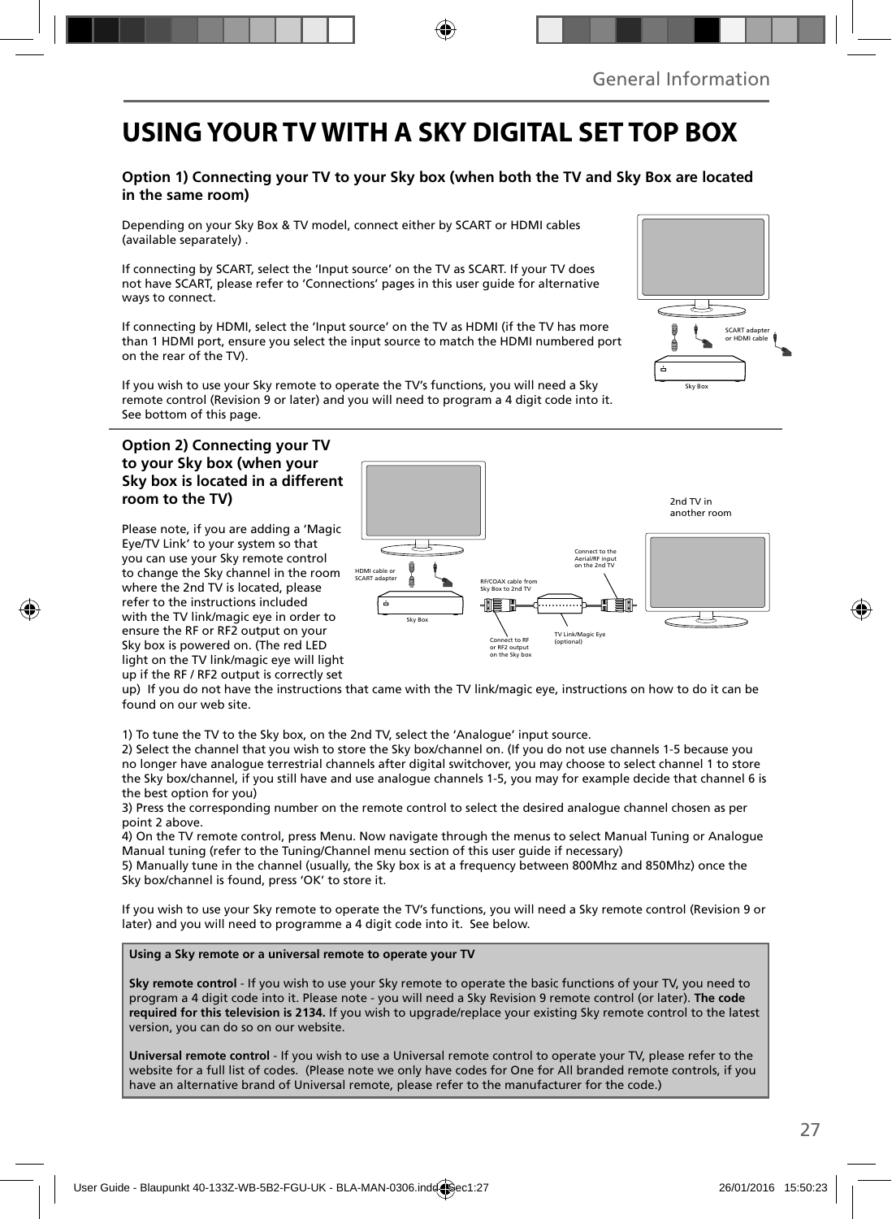# USING YOUR TV WITH A SKY DIGITAL SET TOP BOX

### Option 1) Connecting your TV to your Sky box (when both the TV and Sky Box are located in the same room)

Depending on your Sky Box & TV model, connect either by SCART or HDMI cables (available separately) .

If connecting by SCART, select the 'Input source' on the TV as SCART. If your TV does not have SCART, please refer to 'Connections' pages in this user guide for alternative ways to connect.

If connecting by HDMI, select the 'Input source' on the TV as HDMI (if the TV has more than 1 HDMI port, ensure you select the input source to match the HDMI numbered port on the rear of the TV).

If you wish to use your Sky remote to operate the TV's functions, you will need a Sky remote control (Revision 9 or later) and you will need to program a 4 digit code into it. See bottom of this page.

SCART adapter or HDMI cable

Sky Box

### Option 2) Connecting your TV to your Sky box (when your Sky box is located in a different room to the TV)

Please note, if you are adding a 'Magic Eye/TV Link' to your system so that you can use your Sky remote control to change the Sky channel in the room where the 2nd TV is located, please refer to the instructions included with the TV link/magic eye in order to ensure the RF or RF2 output on your Sky box is powered on. (The red LED light on the TV link/magic eye will light up if the RF / RF2 output is correctly set up) If you do not have the instructions that came with the TV link/magic eye, instructions on how to do it can be found on our web site.

2nd TV in another room

HDMI cable or SCART adapter

Sky Box

RF/COAX cable from Sky Box to 2nd TV

Connect to the Aerial/RF input on the 2nd TV

Connect to RF or RF2 output on the Sky box

TV Link/Magic Eye (optional)

1) To tune the TV to the Sky box, on the 2nd TV, select the 'Analogue' input source.
2) Select the channel that you wish to store the Sky box/channel on. (If you do not use channels 1-5 because you no longer have analogue terrestrial channels after digital switchover, you may choose to select channel 1 to store the Sky box/channel, if you still have and use analogue channels 1-5, you may for example decide that channel 6 is the best option for you)
3) Press the corresponding number on the remote control to select the desired analogue channel chosen as per point 2 above.
4) On the TV remote control, press Menu. Now navigate through the menus to select Manual Tuning or Analogue Manual tuning (refer to the Tuning/Channel menu section of this user guide if necessary)
5) Manually tune in the channel (usually, the Sky box is at a frequency between 800Mhz and 850Mhz) once the Sky box/channel is found, press 'OK' to store it.

If you wish to use your Sky remote to operate the TV's functions, you will need a Sky remote control (Revision 9 or later) and you will need to programme a 4 digit code into it. See below.

**Using a Sky remote or a universal remote to operate your TV**

**Sky remote control** - If you wish to use your Sky remote to operate the basic functions of your TV, you need to program a 4 digit code into it. Please note - you will need a Sky Revision 9 remote control (or later). **The code required for this television is 2134.** If you wish to upgrade/replace your existing Sky remote control to the latest version, you can do so on our website.

**Universal remote control** - If you wish to use a Universal remote control to operate your TV, please refer to the website for a full list of codes. (Please note we only have codes for One for All branded remote controls, if you have an alternative brand of Universal remote, please refer to the manufacturer for the code.)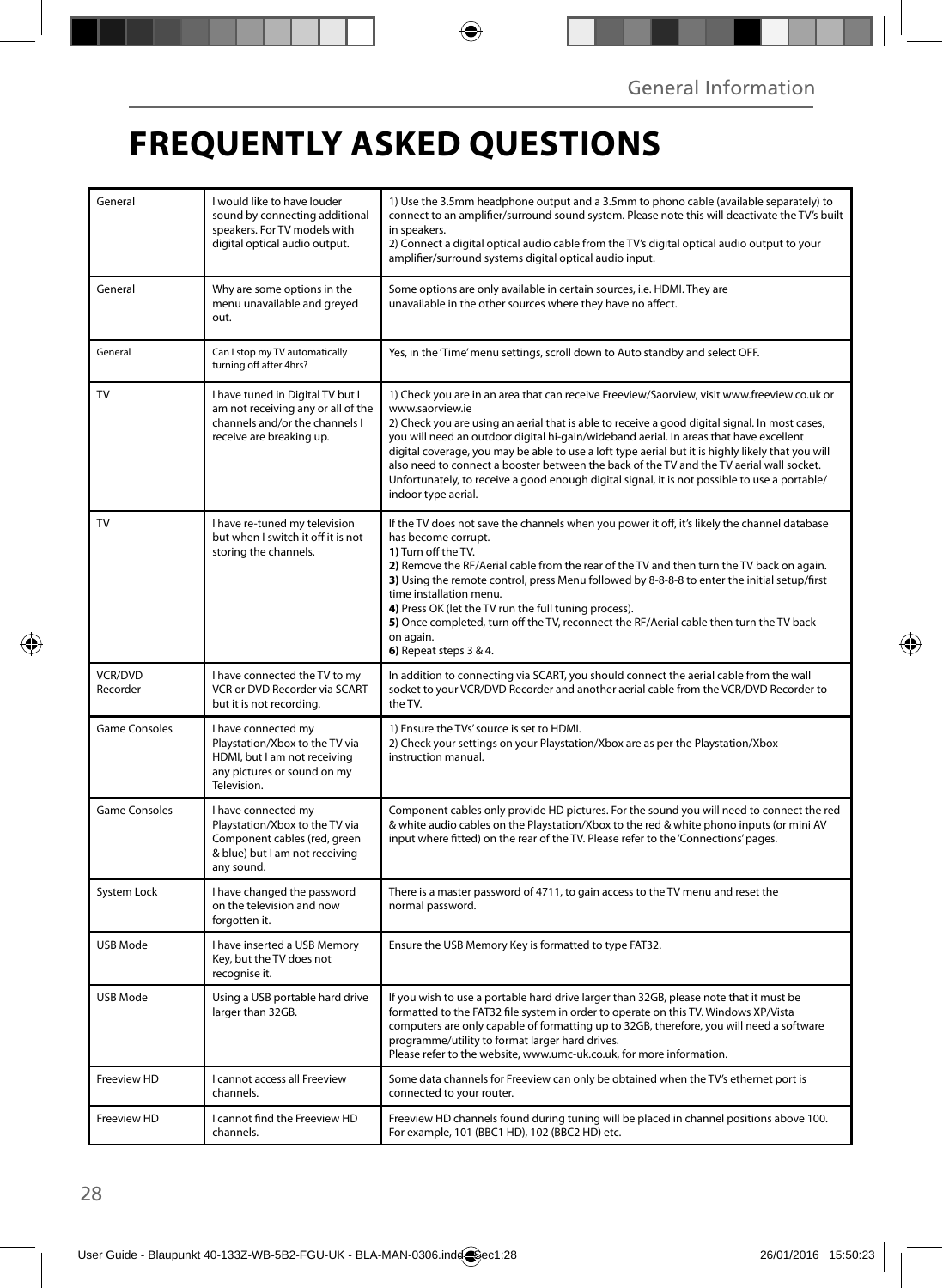# FREQUENTLY ASKED QUESTIONS

| | | |
|---|---|---|
| General | I would like to have louder sound by connecting additional speakers. For TV models with digital optical audio output. | 1) Use the 3.5mm headphone output and a 3.5mm to phono cable (available separately) to connect to an amplifier/surround sound system. Please note this will deactivate the TV's built in speakers.<br>2) Connect a digital optical audio cable from the TV's digital optical audio output to your amplifier/surround systems digital optical audio input. |
| General | Why are some options in the menu unavailable and greyed out. | Some options are only available in certain sources, i.e. HDMI. They are unavailable in the other sources where they have no affect. |
| General | Can I stop my TV automatically turning off after 4hrs? | Yes, in the 'Time' menu settings, scroll down to Auto standby and select OFF. |
| TV | I have tuned in Digital TV but I am not receiving any or all of the channels and/or the channels I receive are breaking up. | 1) Check you are in an area that can receive Freeview/Saorview, visit www.freeview.co.uk or www.saorview.ie<br>2) Check you are using an aerial that is able to receive a good digital signal. In most cases, you will need an outdoor digital hi-gain/wideband aerial. In areas that have excellent digital coverage, you may be able to use a loft type aerial but it is highly likely that you will also need to connect a booster between the back of the TV and the TV aerial wall socket. Unfortunately, to receive a good enough digital signal, it is not possible to use a portable/indoor type aerial. |
| TV | I have re-tuned my television but when I switch it off it is not storing the channels. | If the TV does not save the channels when you power it off, it's likely the channel database has become corrupt.<br>**1)** Turn off the TV.<br>**2)** Remove the RF/Aerial cable from the rear of the TV and then turn the TV back on again.<br>**3)** Using the remote control, press Menu followed by 8-8-8-8 to enter the initial setup/first time installation menu.<br>**4)** Press OK (let the TV run the full tuning process).<br>**5)** Once completed, turn off the TV, reconnect the RF/Aerial cable then turn the TV back on again.<br>**6)** Repeat steps 3 & 4. |
| VCR/DVD Recorder | I have connected the TV to my VCR or DVD Recorder via SCART but it is not recording. | In addition to connecting via SCART, you should connect the aerial cable from the wall socket to your VCR/DVD Recorder and another aerial cable from the VCR/DVD Recorder to the TV. |
| Game Consoles | I have connected my Playstation/Xbox to the TV via HDMI, but I am not receiving any pictures or sound on my Television. | 1) Ensure the TVs' source is set to HDMI.<br>2) Check your settings on your Playstation/Xbox are as per the Playstation/Xbox instruction manual. |
| Game Consoles | I have connected my Playstation/Xbox to the TV via Component cables (red, green & blue) but I am not receiving any sound. | Component cables only provide HD pictures. For the sound you will need to connect the red & white audio cables on the Playstation/Xbox to the red & white phono inputs (or mini AV input where fitted) on the rear of the TV. Please refer to the 'Connections' pages. |
| System Lock | I have changed the password on the television and now forgotten it. | There is a master password of 4711, to gain access to the TV menu and reset the normal password. |
| USB Mode | I have inserted a USB Memory Key, but the TV does not recognise it. | Ensure the USB Memory Key is formatted to type FAT32. |
| USB Mode | Using a USB portable hard drive larger than 32GB. | If you wish to use a portable hard drive larger than 32GB, please note that it must be formatted to the FAT32 file system in order to operate on this TV. Windows XP/Vista computers are only capable of formatting up to 32GB, therefore, you will need a software programme/utility to format larger hard drives.<br>Please refer to the website, www.umc-uk.co.uk, for more information. |
| Freeview HD | I cannot access all Freeview channels. | Some data channels for Freeview can only be obtained when the TV's ethernet port is connected to your router. |
| Freeview HD | I cannot find the Freeview HD channels. | Freeview HD channels found during tuning will be placed in channel positions above 100. For example, 101 (BBC1 HD), 102 (BBC2 HD) etc. |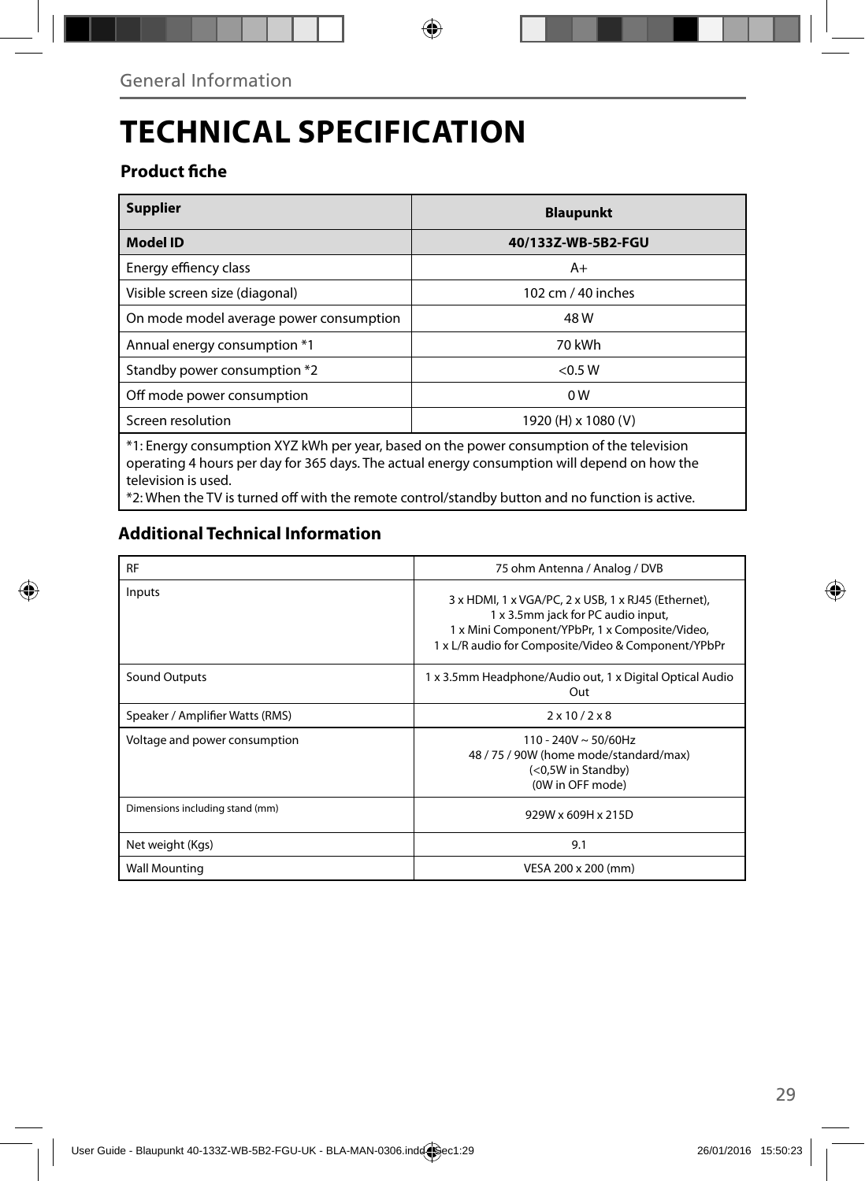General Information

# TECHNICAL SPECIFICATION

## Product fiche

| **Supplier** | **Blaupunkt** |
|---|---|
| **Model ID** | **40/133Z-WB-5B2-FGU** |
| Energy effiency class | A+ |
| Visible screen size (diagonal) | 102 cm / 40 inches |
| On mode model average power consumption | 48 W |
| Annual energy consumption *1 | 70 kWh |
| Standby power consumption *2 | <0.5 W |
| Off mode power consumption | 0 W |
| Screen resolution | 1920 (H) x 1080 (V) |

*1: Energy consumption XYZ kWh per year, based on the power consumption of the television operating 4 hours per day for 365 days. The actual energy consumption will depend on how the television is used.
*2: When the TV is turned off with the remote control/standby button and no function is active.

## Additional Technical Information

| | |
|---|---|
| RF | 75 ohm Antenna / Analog / DVB |
| Inputs | 3 x HDMI, 1 x VGA/PC, 2 x USB, 1 x RJ45 (Ethernet), 1 x 3.5mm jack for PC audio input, 1 x Mini Component/YPbPr, 1 x Composite/Video, 1 x L/R audio for Composite/Video & Component/YPbPr |
| Sound Outputs | 1 x 3.5mm Headphone/Audio out, 1 x Digital Optical Audio Out |
| Speaker / Amplifier Watts (RMS) | 2 x 10 / 2 x 8 |
| Voltage and power consumption | 110 - 240V ~ 50/60Hz 48 / 75 / 90W (home mode/standard/max) (<0,5W in Standby) (0W in OFF mode) |
| Dimensions including stand (mm) | 929W x 609H x 215D |
| Net weight (Kgs) | 9.1 |
| Wall Mounting | VESA 200 x 200 (mm) |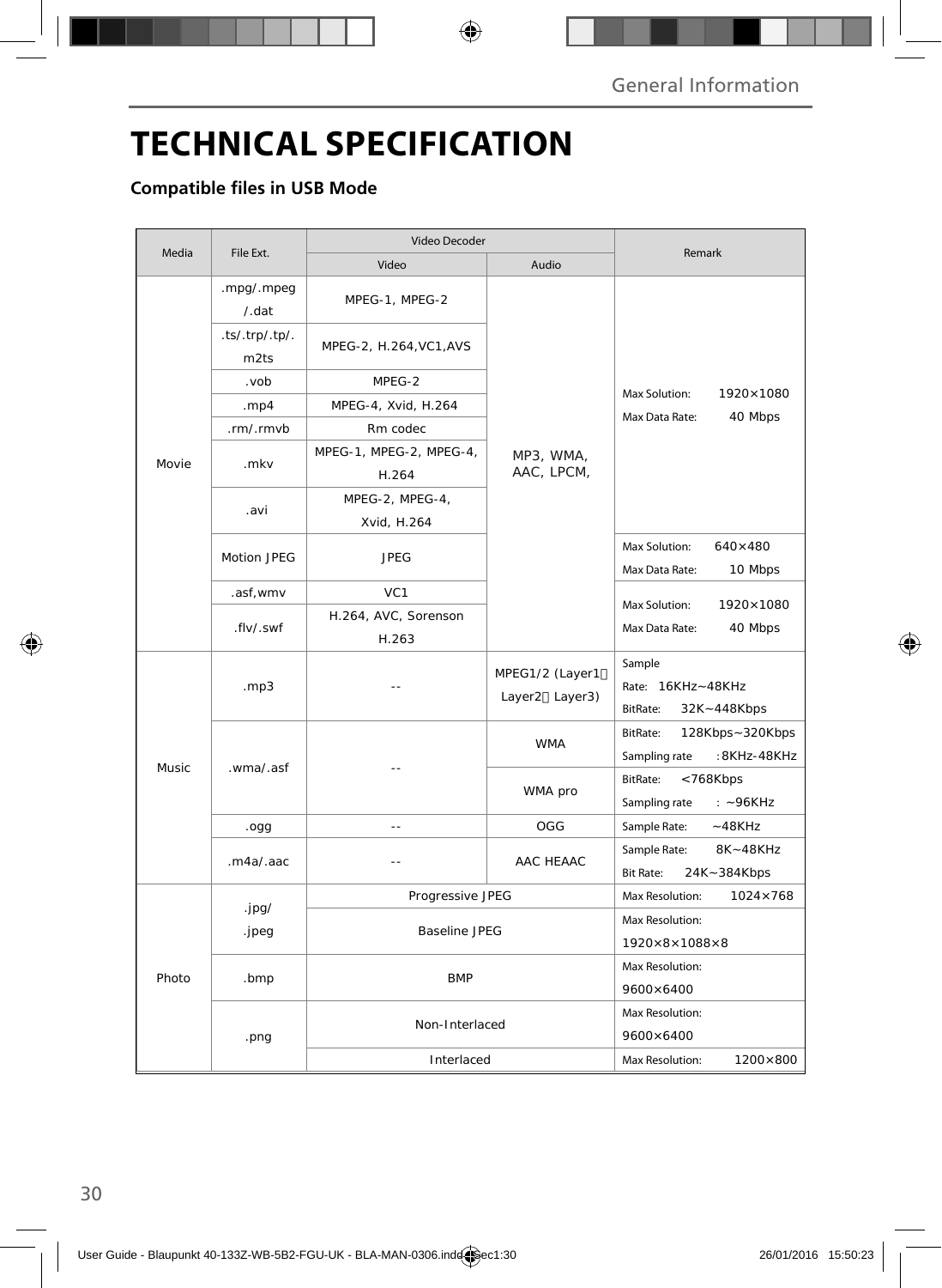# TECHNICAL SPECIFICATION

## Compatible files in USB Mode

| Media | File Ext. | Video Decoder | | Remark |
|---|---|---|---|---|
| | | Video | Audio | |
| Movie | .mpg/.mpeg/.dat | MPEG-1, MPEG-2 | MP3, WMA, AAC, LPCM, | Max Solution: 1920×1080<br>Max Data Rate: 40 Mbps |
| | .ts/.trp/.tp/.m2ts | MPEG-2, H.264,VC1,AVS | | |
| | .vob | MPEG-2 | | |
| | .mp4 | MPEG-4, Xvid, H.264 | | |
| | .rm/.rmvb | Rm codec | | |
| | .mkv | MPEG-1, MPEG-2, MPEG-4, H.264 | | |
| | .avi | MPEG-2, MPEG-4, Xvid, H.264 | | |
| | Motion JPEG | JPEG | | Max Solution: 640×480<br>Max Data Rate: 10 Mbps |
| | .asf,wmv | VC1 | | Max Solution: 1920×1080<br>Max Data Rate: 40 Mbps |
| | .flv/.swf | H.264, AVC, Sorenson H.263 | | |
| Music | .mp3 | -- | MPEG1/2 (Layer1、Layer2、Layer3) | Sample Rate: 16KHz~48KHz<br>BitRate: 32K~448Kbps |
| | .wma/.asf | -- | WMA | BitRate: 128Kbps~320Kbps<br>Sampling rate :8KHz-48KHz |
| | | | WMA pro | BitRate: <768Kbps<br>Sampling rate : ~96KHz |
| | .ogg | -- | OGG | Sample Rate: ~48KHz |
| | .m4a/.aac | -- | AAC HEAAC | Sample Rate: 8K~48KHz<br>Bit Rate: 24K~384Kbps |
| Photo | .jpg/.jpeg | Progressive JPEG | | Max Resolution: 1024×768 |
| | | Baseline JPEG | | Max Resolution: 1920×8×1088×8 |
| | .bmp | BMP | | Max Resolution: 9600×6400 |
| | .png | Non-Interlaced | | Max Resolution: 9600×6400 |
| | | Interlaced | | Max Resolution: 1200×800 |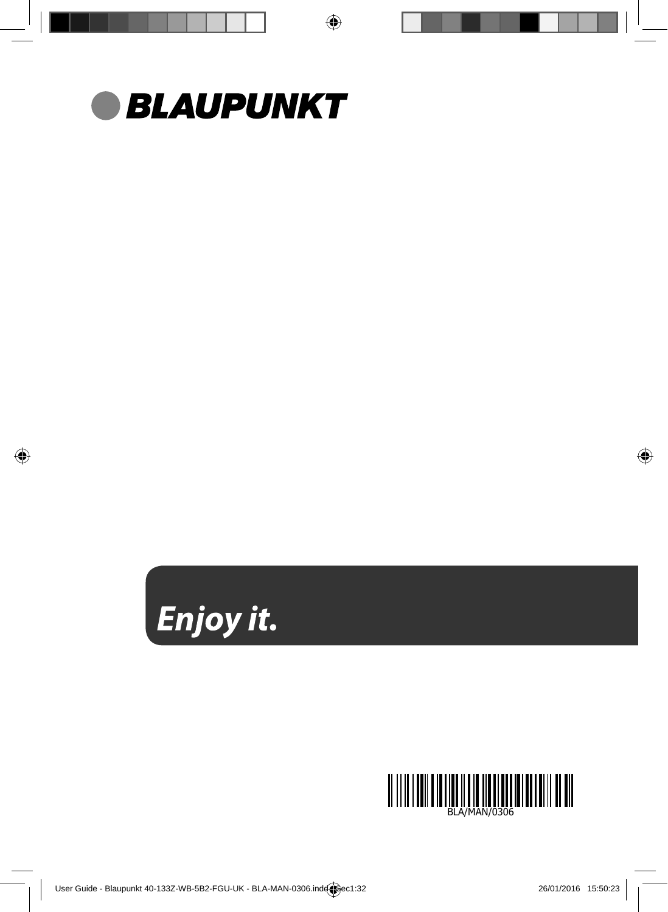BLAUPUNKT

*Enjoy it.*

BLA/MAN/0306